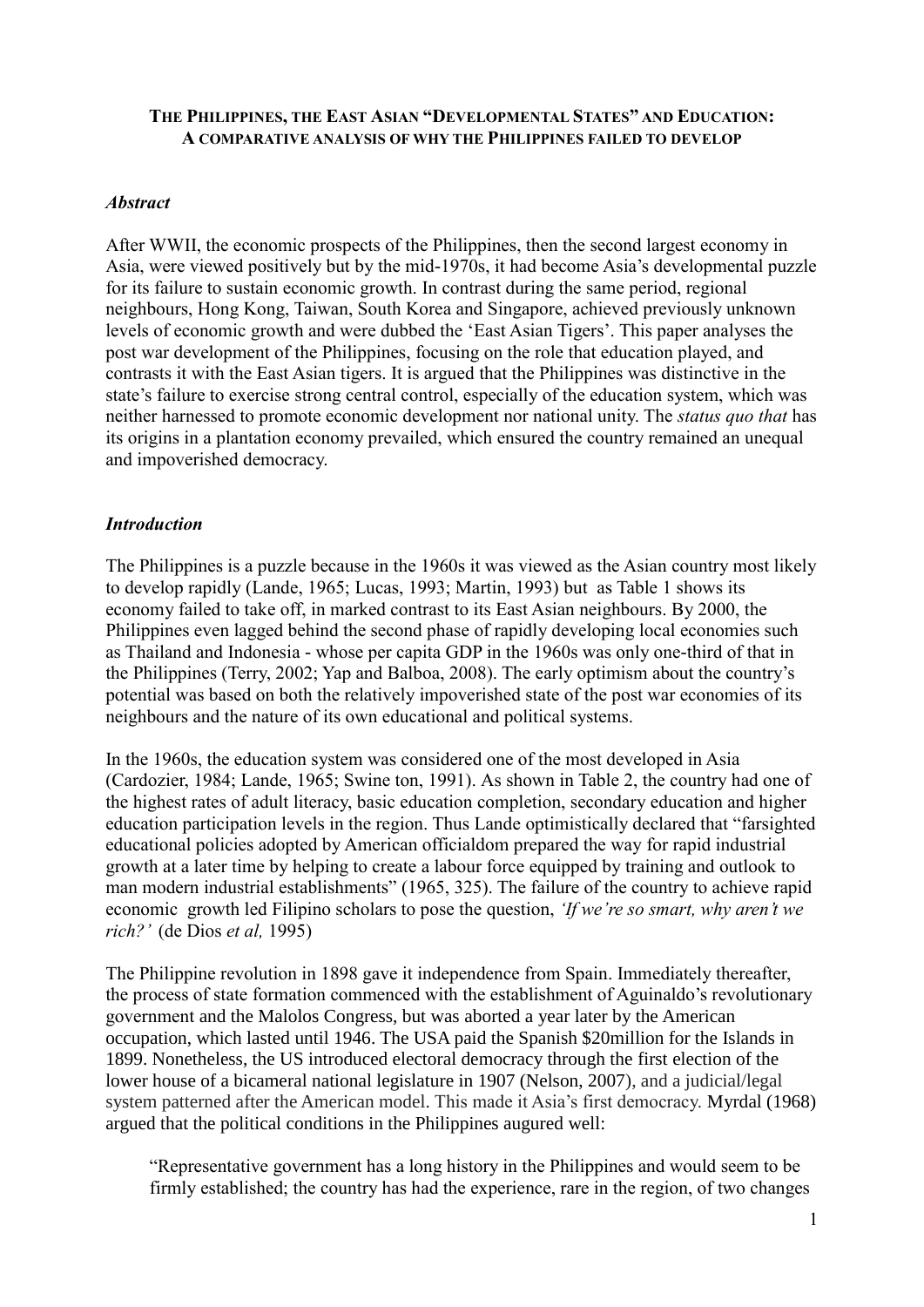# The Philippines, the East Asian "Developmental States" and Education: A comparative analysis of why the Philippines failed to develop

### *Abstract*

After WWII, the economic prospects of the Philippines, then the second largest economy in Asia, were viewed positively but by the mid-1970s, it had become Asia's developmental puzzle for its failure to sustain economic growth. In contrast during the same period, regional neighbours, Hong Kong, Taiwan, South Korea and Singapore, achieved previously unknown levels of economic growth and were dubbed the 'East Asian Tigers'. This paper analyses the post war development of the Philippines, focusing on the role that education played, and contrasts it with the East Asian tigers. It is argued that the Philippines was distinctive in the state's failure to exercise strong central control, especially of the education system, which was neither harnessed to promote economic development nor national unity. The *status quo that* has its origins in a plantation economy prevailed, which ensured the country remained an unequal and impoverished democracy.

### *Introduction*

The Philippines is a puzzle because in the 1960s it was viewed as the Asian country most likely to develop rapidly (Lande, 1965; Lucas, 1993; Martin, 1993) but as Table 1 shows its economy failed to take off, in marked contrast to its East Asian neighbours. By 2000, the Philippines even lagged behind the second phase of rapidly developing local economies such as Thailand and Indonesia - whose per capita GDP in the 1960s was only one-third of that in the Philippines (Terry, 2002; Yap and Balboa, 2008). The early optimism about the country's potential was based on both the relatively impoverished state of the post war economies of its neighbours and the nature of its own educational and political systems.

In the 1960s, the education system was considered one of the most developed in Asia (Cardozier, 1984; Lande, 1965; Swine ton, 1991). As shown in Table 2, the country had one of the highest rates of adult literacy, basic education completion, secondary education and higher education participation levels in the region. Thus Lande optimistically declared that "farsighted educational policies adopted by American officialdom prepared the way for rapid industrial growth at a later time by helping to create a labour force equipped by training and outlook to man modern industrial establishments" (1965, 325). The failure of the country to achieve rapid economic growth led Filipino scholars to pose the question, *'If we're so smart, why aren't we rich?'* (de Dios *et al,* 1995)

The Philippine revolution in 1898 gave it independence from Spain. Immediately thereafter, the process of state formation commenced with the establishment of Aguinaldo's revolutionary government and the Malolos Congress, but was aborted a year later by the American occupation, which lasted until 1946. The USA paid the Spanish $20million for the Islands in 1899. Nonetheless, the US introduced electoral democracy through the first election of the lower house of a bicameral national legislature in 1907 (Nelson, 2007), and a judicial/legal system patterned after the American model. This made it Asia's first democracy. Myrdal (1968) argued that the political conditions in the Philippines augured well:

> "Representative government has a long history in the Philippines and would seem to be firmly established; the country has had the experience, rare in the region, of two changes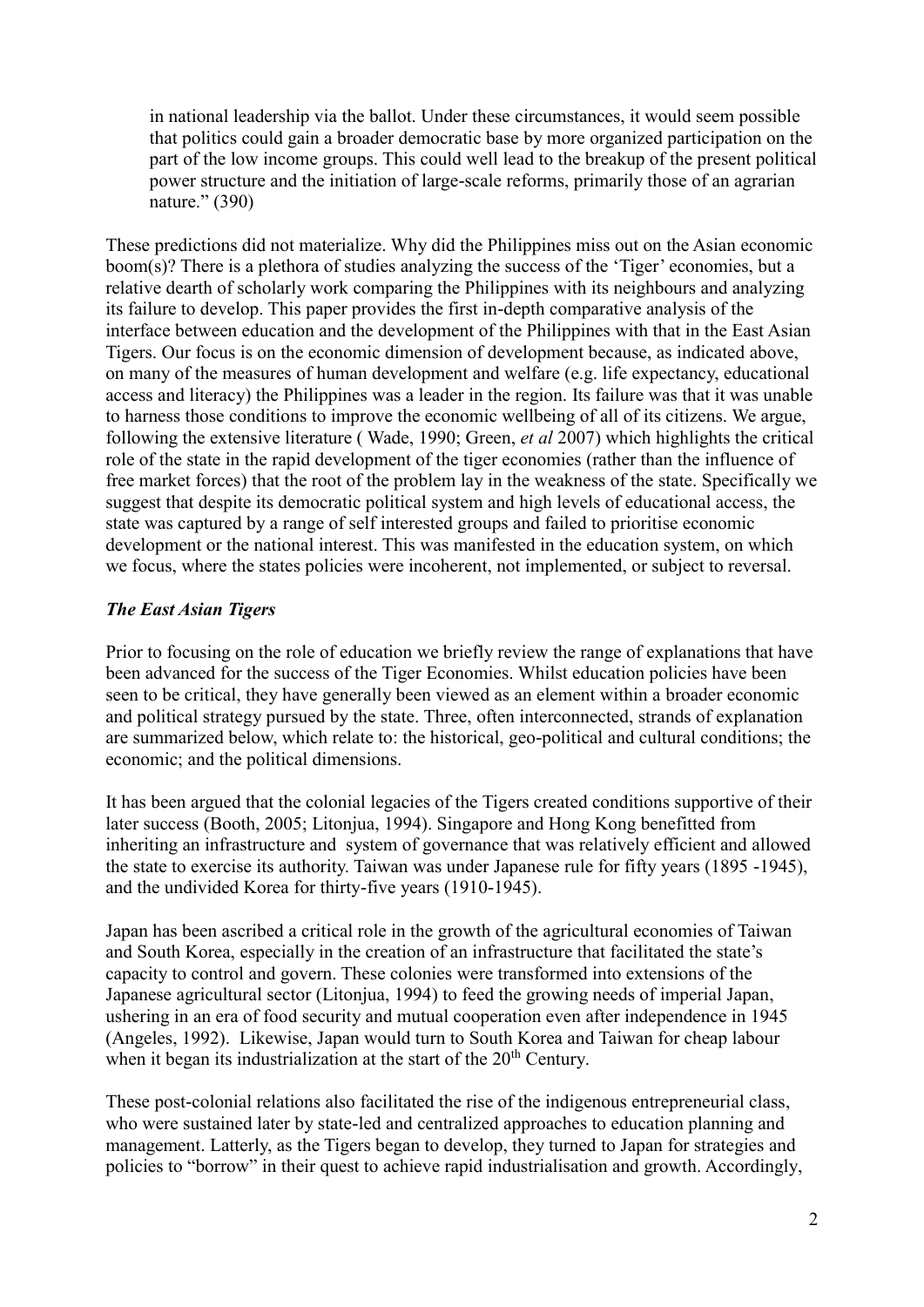in national leadership via the ballot. Under these circumstances, it would seem possible that politics could gain a broader democratic base by more organized participation on the part of the low income groups. This could well lead to the breakup of the present political power structure and the initiation of large-scale reforms, primarily those of an agrarian nature." (390)

These predictions did not materialize. Why did the Philippines miss out on the Asian economic boom(s)? There is a plethora of studies analyzing the success of the 'Tiger' economies, but a relative dearth of scholarly work comparing the Philippines with its neighbours and analyzing its failure to develop. This paper provides the first in-depth comparative analysis of the interface between education and the development of the Philippines with that in the East Asian Tigers. Our focus is on the economic dimension of development because, as indicated above, on many of the measures of human development and welfare (e.g. life expectancy, educational access and literacy) the Philippines was a leader in the region. Its failure was that it was unable to harness those conditions to improve the economic wellbeing of all of its citizens. We argue, following the extensive literature ( Wade, 1990; Green, *et al* 2007) which highlights the critical role of the state in the rapid development of the tiger economies (rather than the influence of free market forces) that the root of the problem lay in the weakness of the state. Specifically we suggest that despite its democratic political system and high levels of educational access, the state was captured by a range of self interested groups and failed to prioritise economic development or the national interest. This was manifested in the education system, on which we focus, where the states policies were incoherent, not implemented, or subject to reversal.

### *The East Asian Tigers*

Prior to focusing on the role of education we briefly review the range of explanations that have been advanced for the success of the Tiger Economies. Whilst education policies have been seen to be critical, they have generally been viewed as an element within a broader economic and political strategy pursued by the state. Three, often interconnected, strands of explanation are summarized below, which relate to: the historical, geo-political and cultural conditions; the economic; and the political dimensions.

It has been argued that the colonial legacies of the Tigers created conditions supportive of their later success (Booth, 2005; Litonjua, 1994). Singapore and Hong Kong benefitted from inheriting an infrastructure and system of governance that was relatively efficient and allowed the state to exercise its authority. Taiwan was under Japanese rule for fifty years (1895 -1945), and the undivided Korea for thirty-five years (1910-1945).

Japan has been ascribed a critical role in the growth of the agricultural economies of Taiwan and South Korea, especially in the creation of an infrastructure that facilitated the state's capacity to control and govern. These colonies were transformed into extensions of the Japanese agricultural sector (Litonjua, 1994) to feed the growing needs of imperial Japan, ushering in an era of food security and mutual cooperation even after independence in 1945 (Angeles, 1992). Likewise, Japan would turn to South Korea and Taiwan for cheap labour when it began its industrialization at the start of the 20th Century.

These post-colonial relations also facilitated the rise of the indigenous entrepreneurial class, who were sustained later by state-led and centralized approaches to education planning and management. Latterly, as the Tigers began to develop, they turned to Japan for strategies and policies to "borrow" in their quest to achieve rapid industrialisation and growth. Accordingly,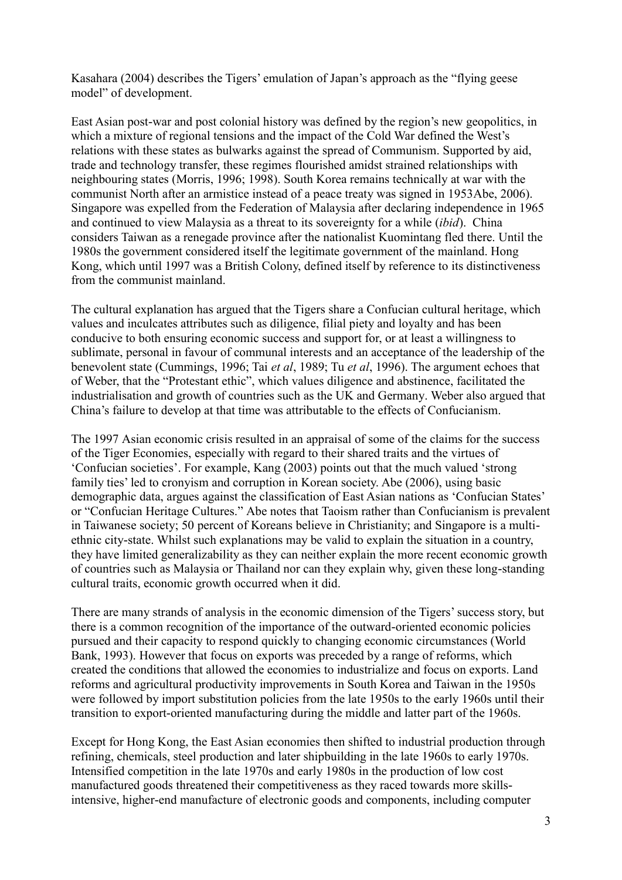Kasahara (2004) describes the Tigers' emulation of Japan's approach as the "flying geese model" of development.

East Asian post-war and post colonial history was defined by the region's new geopolitics, in which a mixture of regional tensions and the impact of the Cold War defined the West's relations with these states as bulwarks against the spread of Communism. Supported by aid, trade and technology transfer, these regimes flourished amidst strained relationships with neighbouring states (Morris, 1996; 1998). South Korea remains technically at war with the communist North after an armistice instead of a peace treaty was signed in 1953Abe, 2006). Singapore was expelled from the Federation of Malaysia after declaring independence in 1965 and continued to view Malaysia as a threat to its sovereignty for a while (*ibid*). China considers Taiwan as a renegade province after the nationalist Kuomintang fled there. Until the 1980s the government considered itself the legitimate government of the mainland. Hong Kong, which until 1997 was a British Colony, defined itself by reference to its distinctiveness from the communist mainland.

The cultural explanation has argued that the Tigers share a Confucian cultural heritage, which values and inculcates attributes such as diligence, filial piety and loyalty and has been conducive to both ensuring economic success and support for, or at least a willingness to sublimate, personal in favour of communal interests and an acceptance of the leadership of the benevolent state (Cummings, 1996; Tai *et al*, 1989; Tu *et al*, 1996). The argument echoes that of Weber, that the "Protestant ethic", which values diligence and abstinence, facilitated the industrialisation and growth of countries such as the UK and Germany. Weber also argued that China's failure to develop at that time was attributable to the effects of Confucianism.

The 1997 Asian economic crisis resulted in an appraisal of some of the claims for the success of the Tiger Economies, especially with regard to their shared traits and the virtues of 'Confucian societies'. For example, Kang (2003) points out that the much valued 'strong family ties' led to cronyism and corruption in Korean society. Abe (2006), using basic demographic data, argues against the classification of East Asian nations as 'Confucian States' or "Confucian Heritage Cultures." Abe notes that Taoism rather than Confucianism is prevalent in Taiwanese society; 50 percent of Koreans believe in Christianity; and Singapore is a multi-ethnic city-state. Whilst such explanations may be valid to explain the situation in a country, they have limited generalizability as they can neither explain the more recent economic growth of countries such as Malaysia or Thailand nor can they explain why, given these long-standing cultural traits, economic growth occurred when it did.

There are many strands of analysis in the economic dimension of the Tigers' success story, but there is a common recognition of the importance of the outward-oriented economic policies pursued and their capacity to respond quickly to changing economic circumstances (World Bank, 1993). However that focus on exports was preceded by a range of reforms, which created the conditions that allowed the economies to industrialize and focus on exports. Land reforms and agricultural productivity improvements in South Korea and Taiwan in the 1950s were followed by import substitution policies from the late 1950s to the early 1960s until their transition to export-oriented manufacturing during the middle and latter part of the 1960s.

Except for Hong Kong, the East Asian economies then shifted to industrial production through refining, chemicals, steel production and later shipbuilding in the late 1960s to early 1970s. Intensified competition in the late 1970s and early 1980s in the production of low cost manufactured goods threatened their competitiveness as they raced towards more skills-intensive, higher-end manufacture of electronic goods and components, including computer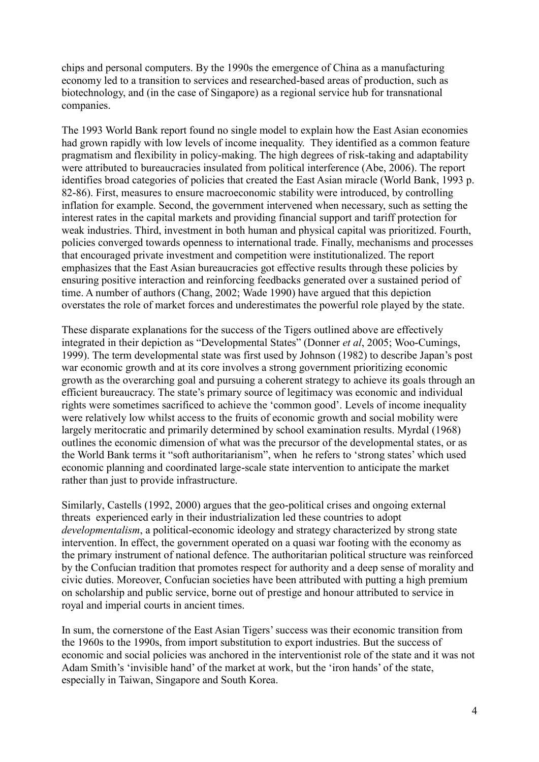chips and personal computers. By the 1990s the emergence of China as a manufacturing economy led to a transition to services and researched-based areas of production, such as biotechnology, and (in the case of Singapore) as a regional service hub for transnational companies.

The 1993 World Bank report found no single model to explain how the East Asian economies had grown rapidly with low levels of income inequality. They identified as a common feature pragmatism and flexibility in policy-making. The high degrees of risk-taking and adaptability were attributed to bureaucracies insulated from political interference (Abe, 2006). The report identifies broad categories of policies that created the East Asian miracle (World Bank, 1993 p. 82-86). First, measures to ensure macroeconomic stability were introduced, by controlling inflation for example. Second, the government intervened when necessary, such as setting the interest rates in the capital markets and providing financial support and tariff protection for weak industries. Third, investment in both human and physical capital was prioritized. Fourth, policies converged towards openness to international trade. Finally, mechanisms and processes that encouraged private investment and competition were institutionalized. The report emphasizes that the East Asian bureaucracies got effective results through these policies by ensuring positive interaction and reinforcing feedbacks generated over a sustained period of time. A number of authors (Chang, 2002; Wade 1990) have argued that this depiction overstates the role of market forces and underestimates the powerful role played by the state.

These disparate explanations for the success of the Tigers outlined above are effectively integrated in their depiction as "Developmental States" (Donner *et al*, 2005; Woo-Cumings, 1999). The term developmental state was first used by Johnson (1982) to describe Japan's post war economic growth and at its core involves a strong government prioritizing economic growth as the overarching goal and pursuing a coherent strategy to achieve its goals through an efficient bureaucracy. The state's primary source of legitimacy was economic and individual rights were sometimes sacrificed to achieve the 'common good'. Levels of income inequality were relatively low whilst access to the fruits of economic growth and social mobility were largely meritocratic and primarily determined by school examination results. Myrdal (1968) outlines the economic dimension of what was the precursor of the developmental states, or as the World Bank terms it "soft authoritarianism", when he refers to 'strong states' which used economic planning and coordinated large-scale state intervention to anticipate the market rather than just to provide infrastructure.

Similarly, Castells (1992, 2000) argues that the geo-political crises and ongoing external threats experienced early in their industrialization led these countries to adopt *developmentalism*, a political-economic ideology and strategy characterized by strong state intervention. In effect, the government operated on a quasi war footing with the economy as the primary instrument of national defence. The authoritarian political structure was reinforced by the Confucian tradition that promotes respect for authority and a deep sense of morality and civic duties. Moreover, Confucian societies have been attributed with putting a high premium on scholarship and public service, borne out of prestige and honour attributed to service in royal and imperial courts in ancient times.

In sum, the cornerstone of the East Asian Tigers' success was their economic transition from the 1960s to the 1990s, from import substitution to export industries. But the success of economic and social policies was anchored in the interventionist role of the state and it was not Adam Smith's 'invisible hand' of the market at work, but the 'iron hands' of the state, especially in Taiwan, Singapore and South Korea.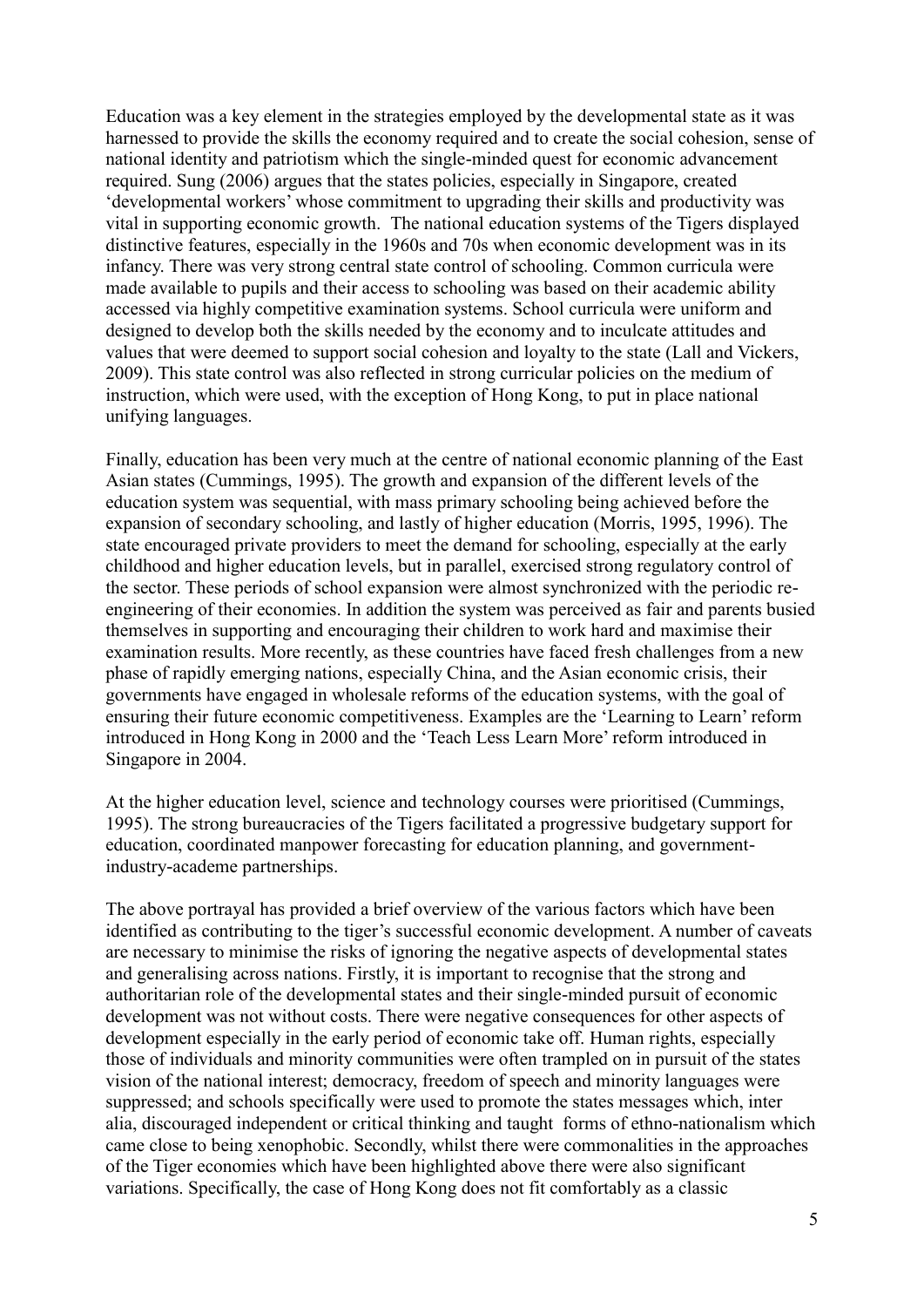Education was a key element in the strategies employed by the developmental state as it was harnessed to provide the skills the economy required and to create the social cohesion, sense of national identity and patriotism which the single-minded quest for economic advancement required. Sung (2006) argues that the states policies, especially in Singapore, created 'developmental workers' whose commitment to upgrading their skills and productivity was vital in supporting economic growth. The national education systems of the Tigers displayed distinctive features, especially in the 1960s and 70s when economic development was in its infancy. There was very strong central state control of schooling. Common curricula were made available to pupils and their access to schooling was based on their academic ability accessed via highly competitive examination systems. School curricula were uniform and designed to develop both the skills needed by the economy and to inculcate attitudes and values that were deemed to support social cohesion and loyalty to the state (Lall and Vickers, 2009). This state control was also reflected in strong curricular policies on the medium of instruction, which were used, with the exception of Hong Kong, to put in place national unifying languages.

Finally, education has been very much at the centre of national economic planning of the East Asian states (Cummings, 1995). The growth and expansion of the different levels of the education system was sequential, with mass primary schooling being achieved before the expansion of secondary schooling, and lastly of higher education (Morris, 1995, 1996). The state encouraged private providers to meet the demand for schooling, especially at the early childhood and higher education levels, but in parallel, exercised strong regulatory control of the sector. These periods of school expansion were almost synchronized with the periodic re-engineering of their economies. In addition the system was perceived as fair and parents busied themselves in supporting and encouraging their children to work hard and maximise their examination results. More recently, as these countries have faced fresh challenges from a new phase of rapidly emerging nations, especially China, and the Asian economic crisis, their governments have engaged in wholesale reforms of the education systems, with the goal of ensuring their future economic competitiveness. Examples are the 'Learning to Learn' reform introduced in Hong Kong in 2000 and the 'Teach Less Learn More' reform introduced in Singapore in 2004.

At the higher education level, science and technology courses were prioritised (Cummings, 1995). The strong bureaucracies of the Tigers facilitated a progressive budgetary support for education, coordinated manpower forecasting for education planning, and government-industry-academe partnerships.

The above portrayal has provided a brief overview of the various factors which have been identified as contributing to the tiger's successful economic development. A number of caveats are necessary to minimise the risks of ignoring the negative aspects of developmental states and generalising across nations. Firstly, it is important to recognise that the strong and authoritarian role of the developmental states and their single-minded pursuit of economic development was not without costs. There were negative consequences for other aspects of development especially in the early period of economic take off. Human rights, especially those of individuals and minority communities were often trampled on in pursuit of the states vision of the national interest; democracy, freedom of speech and minority languages were suppressed; and schools specifically were used to promote the states messages which, inter alia, discouraged independent or critical thinking and taught forms of ethno-nationalism which came close to being xenophobic. Secondly, whilst there were commonalities in the approaches of the Tiger economies which have been highlighted above there were also significant variations. Specifically, the case of Hong Kong does not fit comfortably as a classic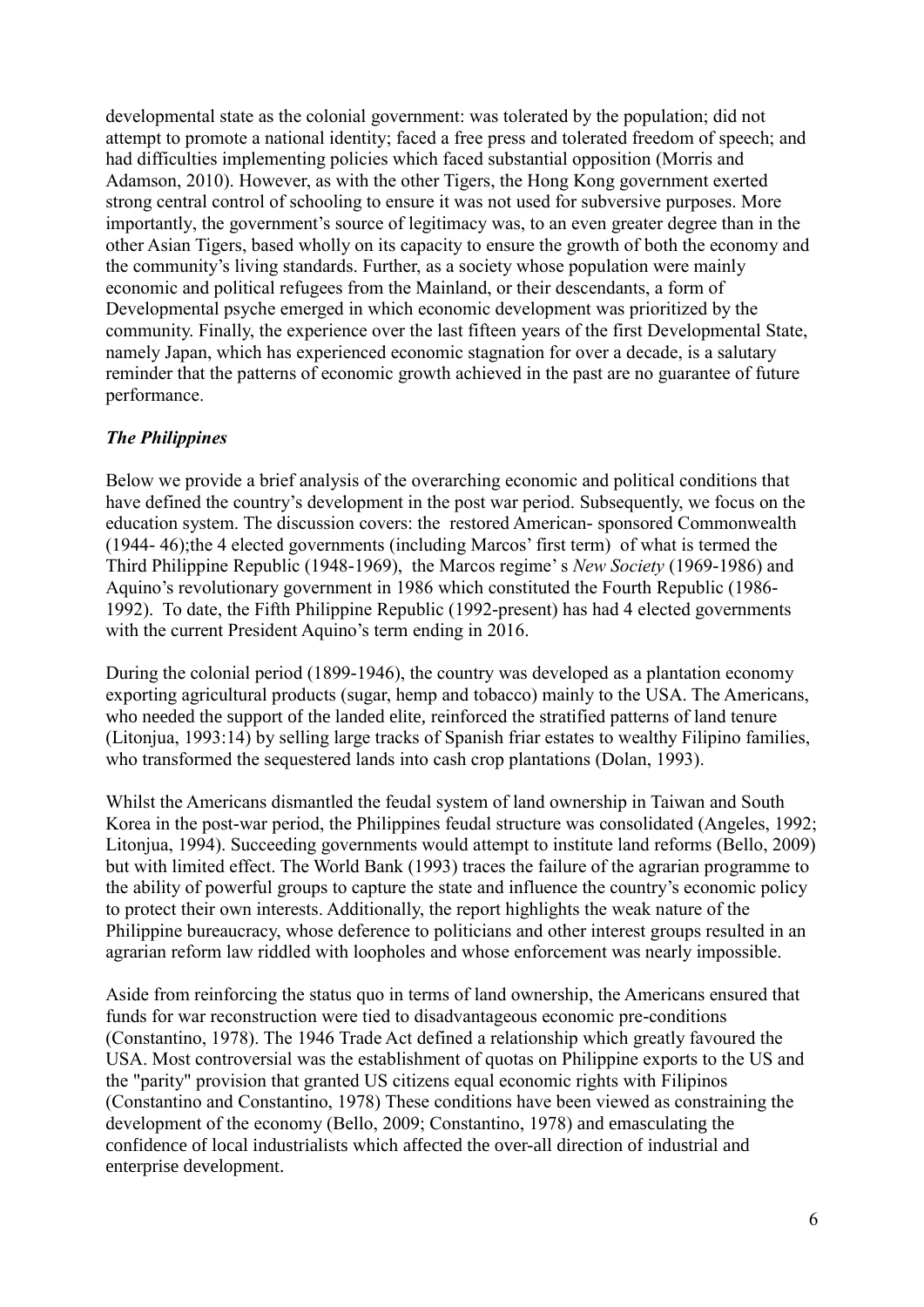developmental state as the colonial government: was tolerated by the population; did not attempt to promote a national identity; faced a free press and tolerated freedom of speech; and had difficulties implementing policies which faced substantial opposition (Morris and Adamson, 2010). However, as with the other Tigers, the Hong Kong government exerted strong central control of schooling to ensure it was not used for subversive purposes. More importantly, the government's source of legitimacy was, to an even greater degree than in the other Asian Tigers, based wholly on its capacity to ensure the growth of both the economy and the community's living standards. Further, as a society whose population were mainly economic and political refugees from the Mainland, or their descendants, a form of Developmental psyche emerged in which economic development was prioritized by the community. Finally, the experience over the last fifteen years of the first Developmental State, namely Japan, which has experienced economic stagnation for over a decade, is a salutary reminder that the patterns of economic growth achieved in the past are no guarantee of future performance.

### *The Philippines*

Below we provide a brief analysis of the overarching economic and political conditions that have defined the country's development in the post war period. Subsequently, we focus on the education system. The discussion covers: the restored American- sponsored Commonwealth (1944- 46);the 4 elected governments (including Marcos' first term) of what is termed the Third Philippine Republic (1948-1969), the Marcos regime' s *New Society* (1969-1986) and Aquino's revolutionary government in 1986 which constituted the Fourth Republic (1986-1992). To date, the Fifth Philippine Republic (1992-present) has had 4 elected governments with the current President Aquino's term ending in 2016.

During the colonial period (1899-1946), the country was developed as a plantation economy exporting agricultural products (sugar, hemp and tobacco) mainly to the USA. The Americans, who needed the support of the landed elite, reinforced the stratified patterns of land tenure (Litonjua, 1993:14) by selling large tracks of Spanish friar estates to wealthy Filipino families, who transformed the sequestered lands into cash crop plantations (Dolan, 1993).

Whilst the Americans dismantled the feudal system of land ownership in Taiwan and South Korea in the post-war period, the Philippines feudal structure was consolidated (Angeles, 1992; Litonjua, 1994). Succeeding governments would attempt to institute land reforms (Bello, 2009) but with limited effect. The World Bank (1993) traces the failure of the agrarian programme to the ability of powerful groups to capture the state and influence the country's economic policy to protect their own interests. Additionally, the report highlights the weak nature of the Philippine bureaucracy, whose deference to politicians and other interest groups resulted in an agrarian reform law riddled with loopholes and whose enforcement was nearly impossible.

Aside from reinforcing the status quo in terms of land ownership, the Americans ensured that funds for war reconstruction were tied to disadvantageous economic pre-conditions (Constantino, 1978). The 1946 Trade Act defined a relationship which greatly favoured the USA. Most controversial was the establishment of quotas on Philippine exports to the US and the "parity" provision that granted US citizens equal economic rights with Filipinos (Constantino and Constantino, 1978) These conditions have been viewed as constraining the development of the economy (Bello, 2009; Constantino, 1978) and emasculating the confidence of local industrialists which affected the over-all direction of industrial and enterprise development.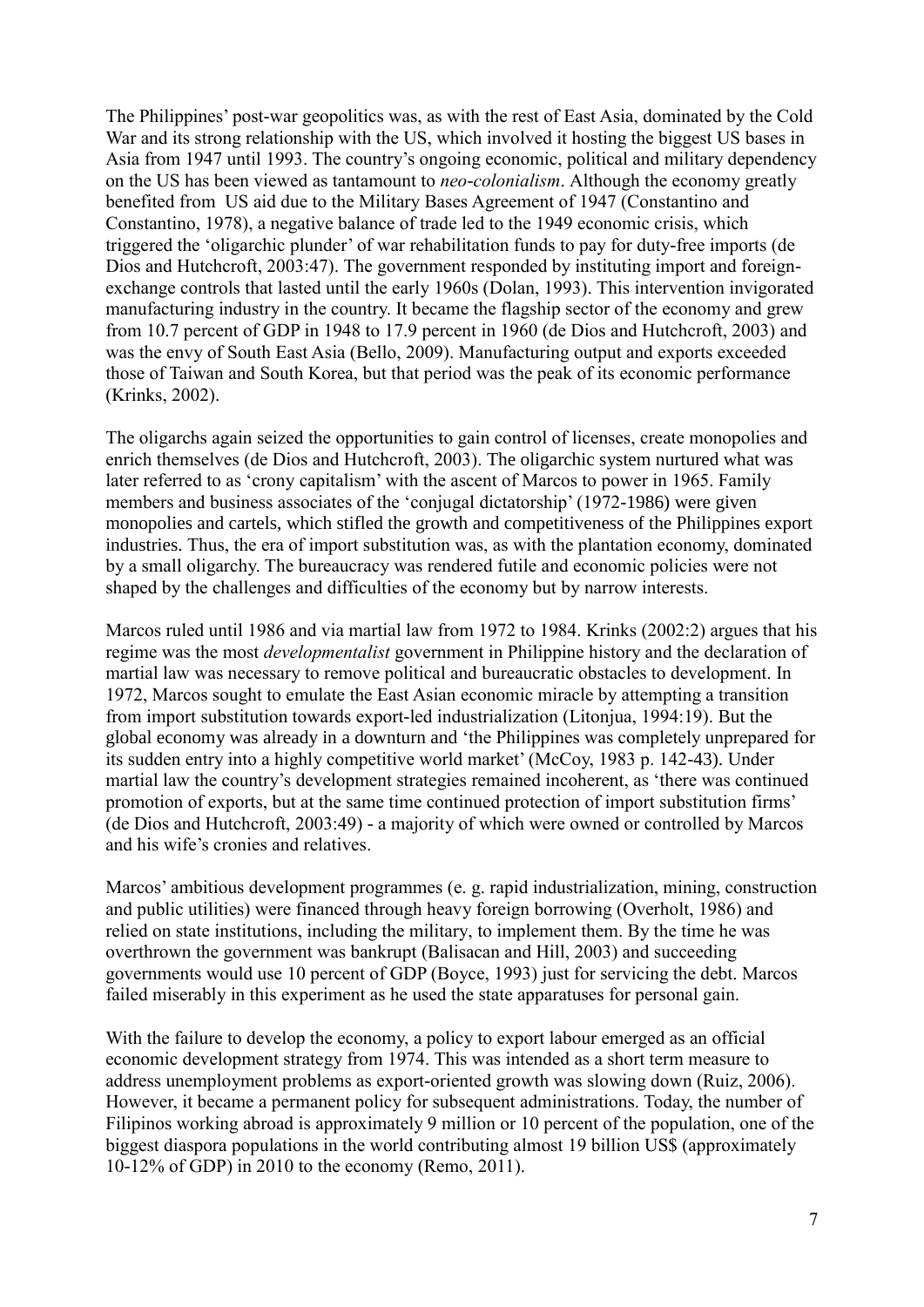The Philippines' post-war geopolitics was, as with the rest of East Asia, dominated by the Cold War and its strong relationship with the US, which involved it hosting the biggest US bases in Asia from 1947 until 1993. The country's ongoing economic, political and military dependency on the US has been viewed as tantamount to *neo-colonialism*. Although the economy greatly benefited from US aid due to the Military Bases Agreement of 1947 (Constantino and Constantino, 1978), a negative balance of trade led to the 1949 economic crisis, which triggered the 'oligarchic plunder' of war rehabilitation funds to pay for duty-free imports (de Dios and Hutchcroft, 2003:47). The government responded by instituting import and foreign-exchange controls that lasted until the early 1960s (Dolan, 1993). This intervention invigorated manufacturing industry in the country. It became the flagship sector of the economy and grew from 10.7 percent of GDP in 1948 to 17.9 percent in 1960 (de Dios and Hutchcroft, 2003) and was the envy of South East Asia (Bello, 2009). Manufacturing output and exports exceeded those of Taiwan and South Korea, but that period was the peak of its economic performance (Krinks, 2002).

The oligarchs again seized the opportunities to gain control of licenses, create monopolies and enrich themselves (de Dios and Hutchcroft, 2003). The oligarchic system nurtured what was later referred to as 'crony capitalism' with the ascent of Marcos to power in 1965. Family members and business associates of the 'conjugal dictatorship' (1972-1986) were given monopolies and cartels, which stifled the growth and competitiveness of the Philippines export industries. Thus, the era of import substitution was, as with the plantation economy, dominated by a small oligarchy. The bureaucracy was rendered futile and economic policies were not shaped by the challenges and difficulties of the economy but by narrow interests.

Marcos ruled until 1986 and via martial law from 1972 to 1984. Krinks (2002:2) argues that his regime was the most *developmentalist* government in Philippine history and the declaration of martial law was necessary to remove political and bureaucratic obstacles to development. In 1972, Marcos sought to emulate the East Asian economic miracle by attempting a transition from import substitution towards export-led industrialization (Litonjua, 1994:19). But the global economy was already in a downturn and 'the Philippines was completely unprepared for its sudden entry into a highly competitive world market' (McCoy, 1983 p. 142-43). Under martial law the country's development strategies remained incoherent, as 'there was continued promotion of exports, but at the same time continued protection of import substitution firms' (de Dios and Hutchcroft, 2003:49) - a majority of which were owned or controlled by Marcos and his wife's cronies and relatives.

Marcos' ambitious development programmes (e. g. rapid industrialization, mining, construction and public utilities) were financed through heavy foreign borrowing (Overholt, 1986) and relied on state institutions, including the military, to implement them. By the time he was overthrown the government was bankrupt (Balisacan and Hill, 2003) and succeeding governments would use 10 percent of GDP (Boyce, 1993) just for servicing the debt. Marcos failed miserably in this experiment as he used the state apparatuses for personal gain.

With the failure to develop the economy, a policy to export labour emerged as an official economic development strategy from 1974. This was intended as a short term measure to address unemployment problems as export-oriented growth was slowing down (Ruiz, 2006). However, it became a permanent policy for subsequent administrations. Today, the number of Filipinos working abroad is approximately 9 million or 10 percent of the population, one of the biggest diaspora populations in the world contributing almost 19 billion US$ (approximately 10-12% of GDP) in 2010 to the economy (Remo, 2011).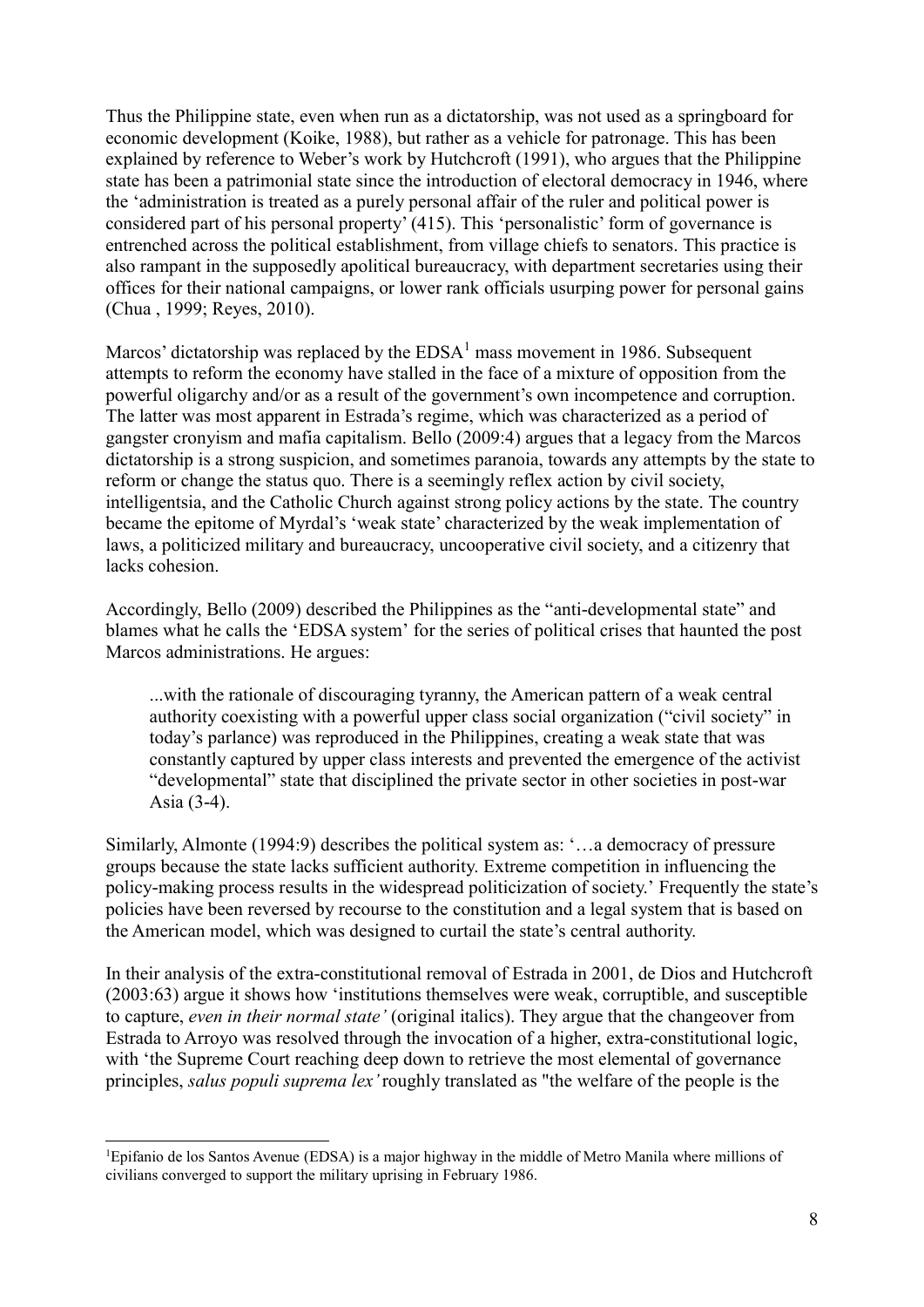Thus the Philippine state, even when run as a dictatorship, was not used as a springboard for economic development (Koike, 1988), but rather as a vehicle for patronage. This has been explained by reference to Weber's work by Hutchcroft (1991), who argues that the Philippine state has been a patrimonial state since the introduction of electoral democracy in 1946, where the 'administration is treated as a purely personal affair of the ruler and political power is considered part of his personal property' (415). This 'personalistic' form of governance is entrenched across the political establishment, from village chiefs to senators. This practice is also rampant in the supposedly apolitical bureaucracy, with department secretaries using their offices for their national campaigns, or lower rank officials usurping power for personal gains (Chua , 1999; Reyes, 2010).

Marcos' dictatorship was replaced by the EDSA[1] mass movement in 1986. Subsequent attempts to reform the economy have stalled in the face of a mixture of opposition from the powerful oligarchy and/or as a result of the government's own incompetence and corruption. The latter was most apparent in Estrada's regime, which was characterized as a period of gangster cronyism and mafia capitalism. Bello (2009:4) argues that a legacy from the Marcos dictatorship is a strong suspicion, and sometimes paranoia, towards any attempts by the state to reform or change the status quo. There is a seemingly reflex action by civil society, intelligentsia, and the Catholic Church against strong policy actions by the state. The country became the epitome of Myrdal's 'weak state' characterized by the weak implementation of laws, a politicized military and bureaucracy, uncooperative civil society, and a citizenry that lacks cohesion.

Accordingly, Bello (2009) described the Philippines as the "anti-developmental state" and blames what he calls the 'EDSA system' for the series of political crises that haunted the post Marcos administrations. He argues:

> ...with the rationale of discouraging tyranny, the American pattern of a weak central authority coexisting with a powerful upper class social organization ("civil society" in today's parlance) was reproduced in the Philippines, creating a weak state that was constantly captured by upper class interests and prevented the emergence of the activist "developmental" state that disciplined the private sector in other societies in post-war Asia (3-4).

Similarly, Almonte (1994:9) describes the political system as: '…a democracy of pressure groups because the state lacks sufficient authority. Extreme competition in influencing the policy-making process results in the widespread politicization of society.' Frequently the state's policies have been reversed by recourse to the constitution and a legal system that is based on the American model, which was designed to curtail the state's central authority.

In their analysis of the extra-constitutional removal of Estrada in 2001, de Dios and Hutchcroft (2003:63) argue it shows how 'institutions themselves were weak, corruptible, and susceptible to capture, *even in their normal state'* (original italics). They argue that the changeover from Estrada to Arroyo was resolved through the invocation of a higher, extra-constitutional logic, with 'the Supreme Court reaching deep down to retrieve the most elemental of governance principles, *salus populi suprema lex'* roughly translated as "the welfare of the people is the

[1]Epifanio de los Santos Avenue (EDSA) is a major highway in the middle of Metro Manila where millions of civilians converged to support the military uprising in February 1986.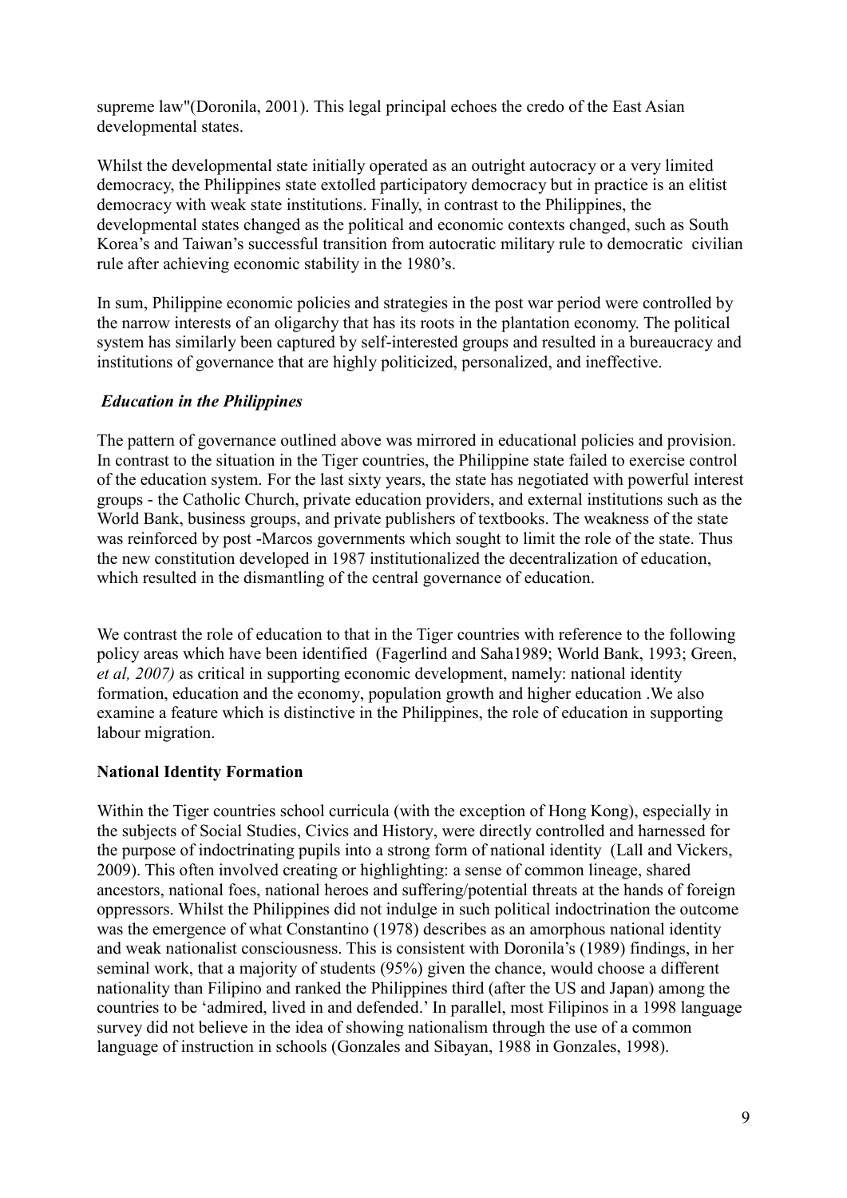supreme law"(Doronila, 2001). This legal principal echoes the credo of the East Asian developmental states.

Whilst the developmental state initially operated as an outright autocracy or a very limited democracy, the Philippines state extolled participatory democracy but in practice is an elitist democracy with weak state institutions. Finally, in contrast to the Philippines, the developmental states changed as the political and economic contexts changed, such as South Korea's and Taiwan's successful transition from autocratic military rule to democratic civilian rule after achieving economic stability in the 1980's.

In sum, Philippine economic policies and strategies in the post war period were controlled by the narrow interests of an oligarchy that has its roots in the plantation economy. The political system has similarly been captured by self-interested groups and resulted in a bureaucracy and institutions of governance that are highly politicized, personalized, and ineffective.

### *Education in the Philippines*

The pattern of governance outlined above was mirrored in educational policies and provision. In contrast to the situation in the Tiger countries, the Philippine state failed to exercise control of the education system. For the last sixty years, the state has negotiated with powerful interest groups - the Catholic Church, private education providers, and external institutions such as the World Bank, business groups, and private publishers of textbooks. The weakness of the state was reinforced by post -Marcos governments which sought to limit the role of the state. Thus the new constitution developed in 1987 institutionalized the decentralization of education, which resulted in the dismantling of the central governance of education.

We contrast the role of education to that in the Tiger countries with reference to the following policy areas which have been identified (Fagerlind and Saha1989; World Bank, 1993; Green, *et al, 2007)* as critical in supporting economic development, namely: national identity formation, education and the economy, population growth and higher education .We also examine a feature which is distinctive in the Philippines, the role of education in supporting labour migration.

### **National Identity Formation**

Within the Tiger countries school curricula (with the exception of Hong Kong), especially in the subjects of Social Studies, Civics and History, were directly controlled and harnessed for the purpose of indoctrinating pupils into a strong form of national identity (Lall and Vickers, 2009). This often involved creating or highlighting: a sense of common lineage, shared ancestors, national foes, national heroes and suffering/potential threats at the hands of foreign oppressors. Whilst the Philippines did not indulge in such political indoctrination the outcome was the emergence of what Constantino (1978) describes as an amorphous national identity and weak nationalist consciousness. This is consistent with Doronila's (1989) findings, in her seminal work, that a majority of students (95%) given the chance, would choose a different nationality than Filipino and ranked the Philippines third (after the US and Japan) among the countries to be 'admired, lived in and defended.' In parallel, most Filipinos in a 1998 language survey did not believe in the idea of showing nationalism through the use of a common language of instruction in schools (Gonzales and Sibayan, 1988 in Gonzales, 1998).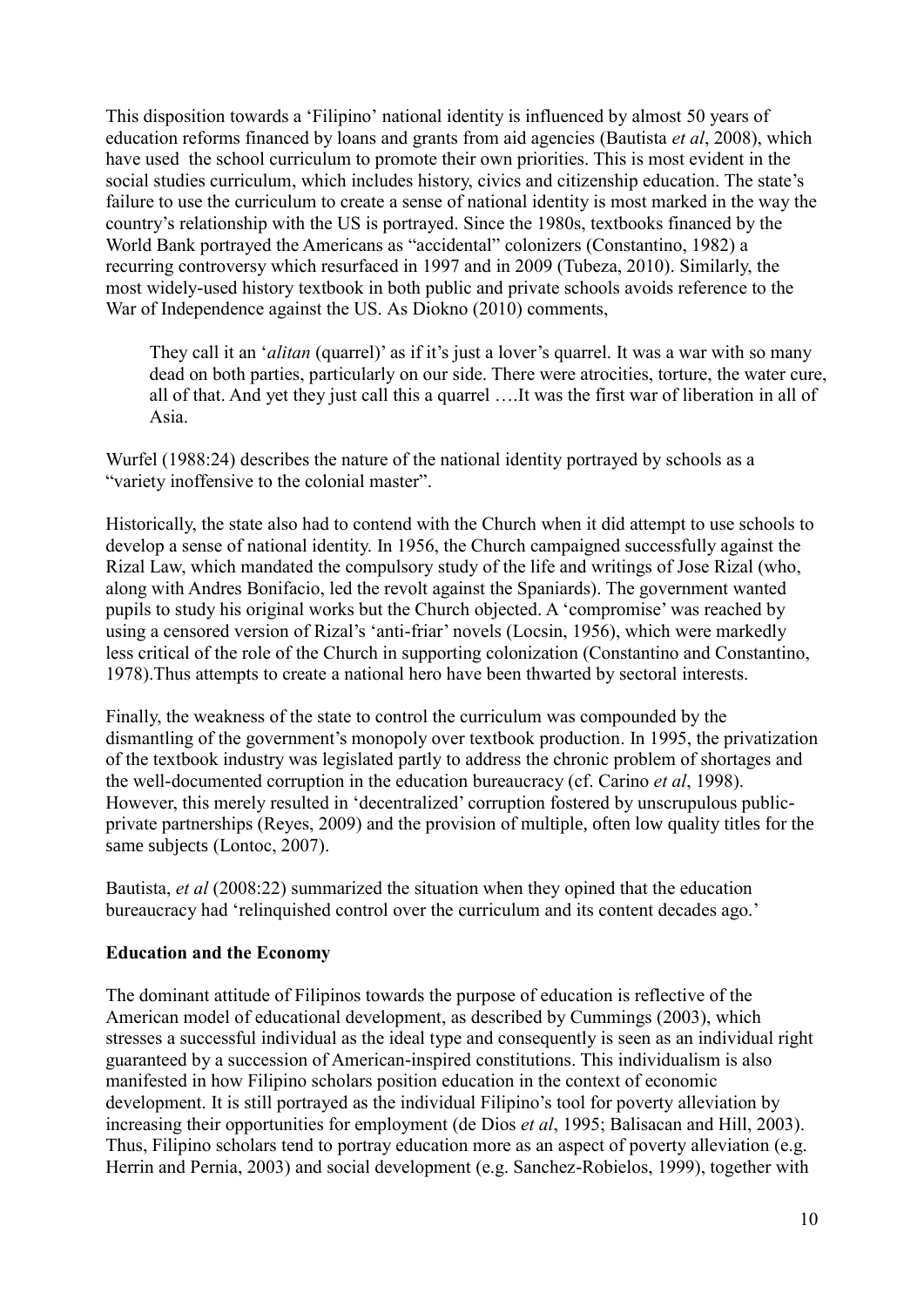This disposition towards a 'Filipino' national identity is influenced by almost 50 years of education reforms financed by loans and grants from aid agencies (Bautista *et al*, 2008), which have used the school curriculum to promote their own priorities. This is most evident in the social studies curriculum, which includes history, civics and citizenship education. The state's failure to use the curriculum to create a sense of national identity is most marked in the way the country's relationship with the US is portrayed. Since the 1980s, textbooks financed by the World Bank portrayed the Americans as "accidental" colonizers (Constantino, 1982) a recurring controversy which resurfaced in 1997 and in 2009 (Tubeza, 2010). Similarly, the most widely-used history textbook in both public and private schools avoids reference to the War of Independence against the US. As Diokno (2010) comments,

> They call it an '*alitan* (quarrel)' as if it's just a lover's quarrel. It was a war with so many dead on both parties, particularly on our side. There were atrocities, torture, the water cure, all of that. And yet they just call this a quarrel ….It was the first war of liberation in all of Asia.

Wurfel (1988:24) describes the nature of the national identity portrayed by schools as a "variety inoffensive to the colonial master".

Historically, the state also had to contend with the Church when it did attempt to use schools to develop a sense of national identity. In 1956, the Church campaigned successfully against the Rizal Law, which mandated the compulsory study of the life and writings of Jose Rizal (who, along with Andres Bonifacio, led the revolt against the Spaniards). The government wanted pupils to study his original works but the Church objected. A 'compromise' was reached by using a censored version of Rizal's 'anti-friar' novels (Locsin, 1956), which were markedly less critical of the role of the Church in supporting colonization (Constantino and Constantino, 1978).Thus attempts to create a national hero have been thwarted by sectoral interests.

Finally, the weakness of the state to control the curriculum was compounded by the dismantling of the government's monopoly over textbook production. In 1995, the privatization of the textbook industry was legislated partly to address the chronic problem of shortages and the well-documented corruption in the education bureaucracy (cf. Carino *et al*, 1998). However, this merely resulted in 'decentralized' corruption fostered by unscrupulous public-private partnerships (Reyes, 2009) and the provision of multiple, often low quality titles for the same subjects (Lontoc, 2007).

Bautista, *et al* (2008:22) summarized the situation when they opined that the education bureaucracy had 'relinquished control over the curriculum and its content decades ago.'

**Education and the Economy**

The dominant attitude of Filipinos towards the purpose of education is reflective of the American model of educational development, as described by Cummings (2003), which stresses a successful individual as the ideal type and consequently is seen as an individual right guaranteed by a succession of American-inspired constitutions. This individualism is also manifested in how Filipino scholars position education in the context of economic development. It is still portrayed as the individual Filipino's tool for poverty alleviation by increasing their opportunities for employment (de Dios *et al*, 1995; Balisacan and Hill, 2003). Thus, Filipino scholars tend to portray education more as an aspect of poverty alleviation (e.g. Herrin and Pernia, 2003) and social development (e.g. Sanchez-Robielos, 1999), together with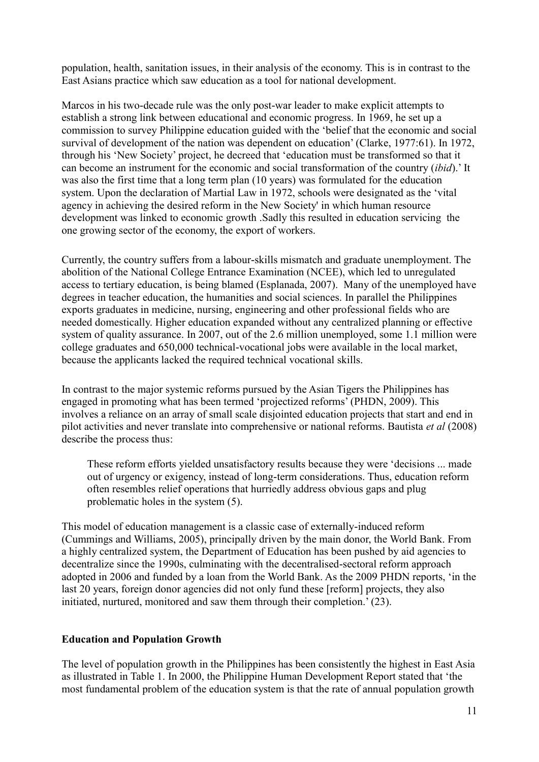population, health, sanitation issues, in their analysis of the economy. This is in contrast to the East Asians practice which saw education as a tool for national development.

Marcos in his two-decade rule was the only post-war leader to make explicit attempts to establish a strong link between educational and economic progress. In 1969, he set up a commission to survey Philippine education guided with the 'belief that the economic and social survival of development of the nation was dependent on education' (Clarke, 1977:61). In 1972, through his 'New Society' project, he decreed that 'education must be transformed so that it can become an instrument for the economic and social transformation of the country (*ibid*).' It was also the first time that a long term plan (10 years) was formulated for the education system. Upon the declaration of Martial Law in 1972, schools were designated as the 'vital agency in achieving the desired reform in the New Society' in which human resource development was linked to economic growth .Sadly this resulted in education servicing the one growing sector of the economy, the export of workers.

Currently, the country suffers from a labour-skills mismatch and graduate unemployment. The abolition of the National College Entrance Examination (NCEE), which led to unregulated access to tertiary education, is being blamed (Esplanada, 2007). Many of the unemployed have degrees in teacher education, the humanities and social sciences. In parallel the Philippines exports graduates in medicine, nursing, engineering and other professional fields who are needed domestically. Higher education expanded without any centralized planning or effective system of quality assurance. In 2007, out of the 2.6 million unemployed, some 1.1 million were college graduates and 650,000 technical-vocational jobs were available in the local market, because the applicants lacked the required technical vocational skills.

In contrast to the major systemic reforms pursued by the Asian Tigers the Philippines has engaged in promoting what has been termed 'projectized reforms' (PHDN, 2009). This involves a reliance on an array of small scale disjointed education projects that start and end in pilot activities and never translate into comprehensive or national reforms. Bautista *et al* (2008) describe the process thus:

> These reform efforts yielded unsatisfactory results because they were 'decisions ... made out of urgency or exigency, instead of long-term considerations. Thus, education reform often resembles relief operations that hurriedly address obvious gaps and plug problematic holes in the system (5).

This model of education management is a classic case of externally-induced reform (Cummings and Williams, 2005), principally driven by the main donor, the World Bank. From a highly centralized system, the Department of Education has been pushed by aid agencies to decentralize since the 1990s, culminating with the decentralised-sectoral reform approach adopted in 2006 and funded by a loan from the World Bank. As the 2009 PHDN reports, 'in the last 20 years, foreign donor agencies did not only fund these [reform] projects, they also initiated, nurtured, monitored and saw them through their completion.' (23).

**Education and Population Growth**

The level of population growth in the Philippines has been consistently the highest in East Asia as illustrated in Table 1. In 2000, the Philippine Human Development Report stated that 'the most fundamental problem of the education system is that the rate of annual population growth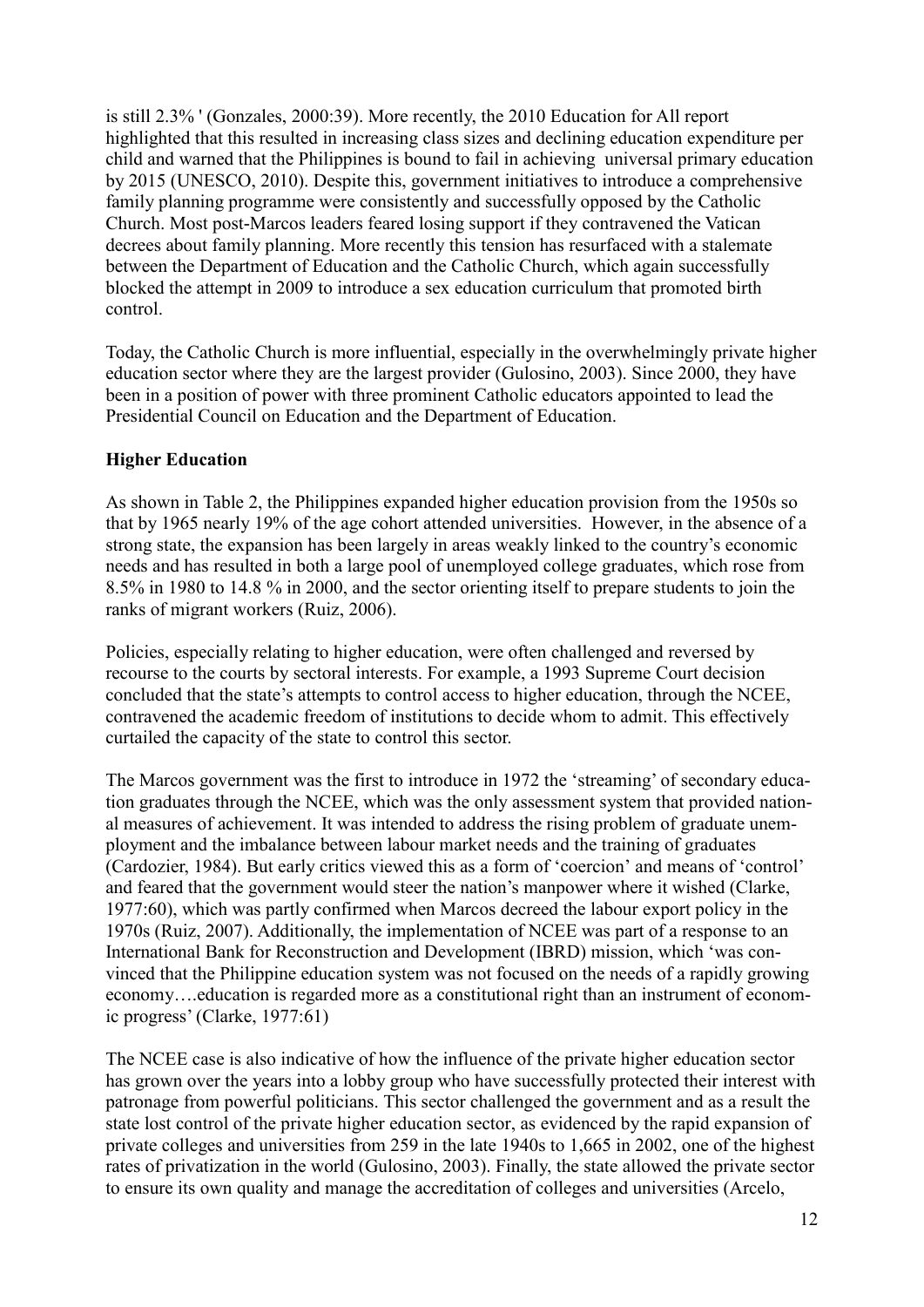is still 2.3% ' (Gonzales, 2000:39). More recently, the 2010 Education for All report highlighted that this resulted in increasing class sizes and declining education expenditure per child and warned that the Philippines is bound to fail in achieving universal primary education by 2015 (UNESCO, 2010). Despite this, government initiatives to introduce a comprehensive family planning programme were consistently and successfully opposed by the Catholic Church. Most post-Marcos leaders feared losing support if they contravened the Vatican decrees about family planning. More recently this tension has resurfaced with a stalemate between the Department of Education and the Catholic Church, which again successfully blocked the attempt in 2009 to introduce a sex education curriculum that promoted birth control.

Today, the Catholic Church is more influential, especially in the overwhelmingly private higher education sector where they are the largest provider (Gulosino, 2003). Since 2000, they have been in a position of power with three prominent Catholic educators appointed to lead the Presidential Council on Education and the Department of Education.

**Higher Education**

As shown in Table 2, the Philippines expanded higher education provision from the 1950s so that by 1965 nearly 19% of the age cohort attended universities. However, in the absence of a strong state, the expansion has been largely in areas weakly linked to the country's economic needs and has resulted in both a large pool of unemployed college graduates, which rose from 8.5% in 1980 to 14.8 % in 2000, and the sector orienting itself to prepare students to join the ranks of migrant workers (Ruiz, 2006).

Policies, especially relating to higher education, were often challenged and reversed by recourse to the courts by sectoral interests. For example, a 1993 Supreme Court decision concluded that the state's attempts to control access to higher education, through the NCEE, contravened the academic freedom of institutions to decide whom to admit. This effectively curtailed the capacity of the state to control this sector.

The Marcos government was the first to introduce in 1972 the 'streaming' of secondary education graduates through the NCEE, which was the only assessment system that provided national measures of achievement. It was intended to address the rising problem of graduate unemployment and the imbalance between labour market needs and the training of graduates (Cardozier, 1984). But early critics viewed this as a form of 'coercion' and means of 'control' and feared that the government would steer the nation's manpower where it wished (Clarke, 1977:60), which was partly confirmed when Marcos decreed the labour export policy in the 1970s (Ruiz, 2007). Additionally, the implementation of NCEE was part of a response to an International Bank for Reconstruction and Development (IBRD) mission, which 'was convinced that the Philippine education system was not focused on the needs of a rapidly growing economy….education is regarded more as a constitutional right than an instrument of economic progress' (Clarke, 1977:61)

The NCEE case is also indicative of how the influence of the private higher education sector has grown over the years into a lobby group who have successfully protected their interest with patronage from powerful politicians. This sector challenged the government and as a result the state lost control of the private higher education sector, as evidenced by the rapid expansion of private colleges and universities from 259 in the late 1940s to 1,665 in 2002, one of the highest rates of privatization in the world (Gulosino, 2003). Finally, the state allowed the private sector to ensure its own quality and manage the accreditation of colleges and universities (Arcelo,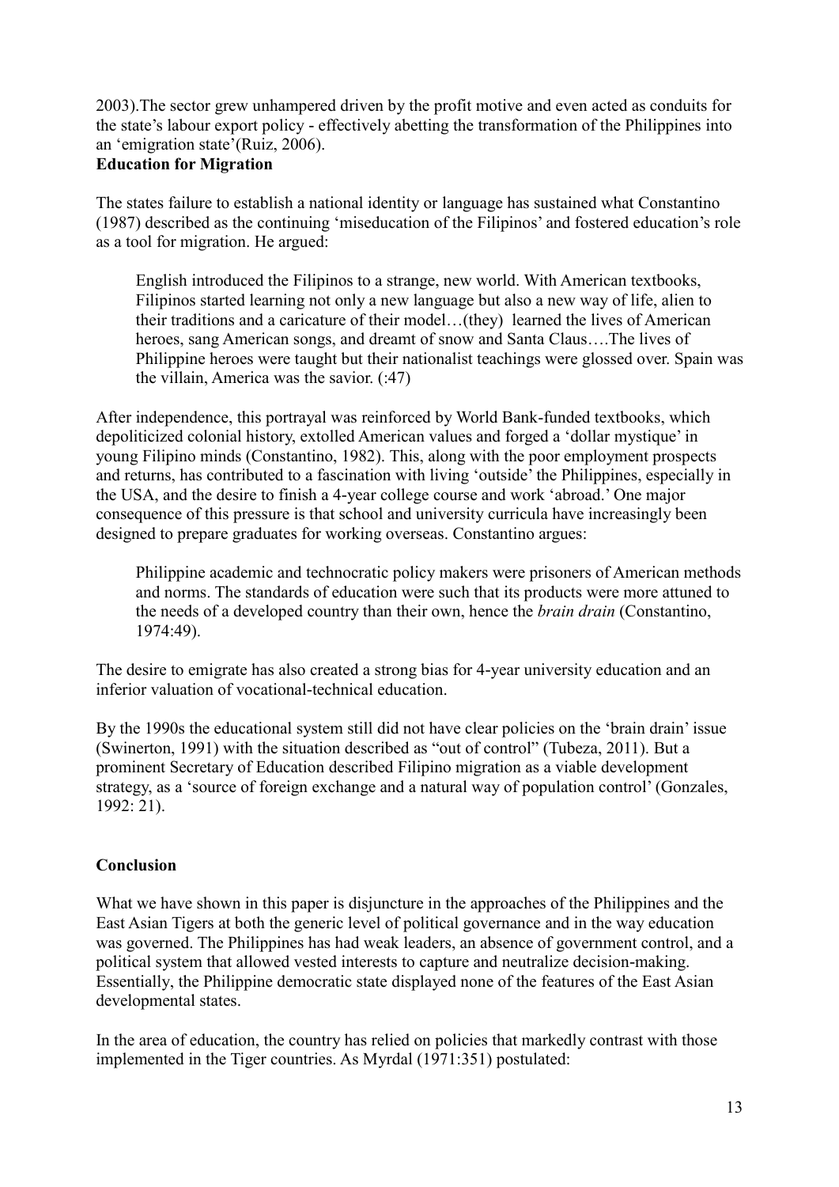2003).The sector grew unhampered driven by the profit motive and even acted as conduits for the state's labour export policy - effectively abetting the transformation of the Philippines into an 'emigration state'(Ruiz, 2006).

**Education for Migration**

The states failure to establish a national identity or language has sustained what Constantino (1987) described as the continuing 'miseducation of the Filipinos' and fostered education's role as a tool for migration. He argued:

> English introduced the Filipinos to a strange, new world. With American textbooks, Filipinos started learning not only a new language but also a new way of life, alien to their traditions and a caricature of their model…(they) learned the lives of American heroes, sang American songs, and dreamt of snow and Santa Claus….The lives of Philippine heroes were taught but their nationalist teachings were glossed over. Spain was the villain, America was the savior. (:47)

After independence, this portrayal was reinforced by World Bank-funded textbooks, which depoliticized colonial history, extolled American values and forged a 'dollar mystique' in young Filipino minds (Constantino, 1982). This, along with the poor employment prospects and returns, has contributed to a fascination with living 'outside' the Philippines, especially in the USA, and the desire to finish a 4-year college course and work 'abroad.' One major consequence of this pressure is that school and university curricula have increasingly been designed to prepare graduates for working overseas. Constantino argues:

> Philippine academic and technocratic policy makers were prisoners of American methods and norms. The standards of education were such that its products were more attuned to the needs of a developed country than their own, hence the *brain drain* (Constantino, 1974:49).

The desire to emigrate has also created a strong bias for 4-year university education and an inferior valuation of vocational-technical education.

By the 1990s the educational system still did not have clear policies on the 'brain drain' issue (Swinerton, 1991) with the situation described as "out of control" (Tubeza, 2011). But a prominent Secretary of Education described Filipino migration as a viable development strategy, as a 'source of foreign exchange and a natural way of population control' (Gonzales, 1992: 21).

## Conclusion

What we have shown in this paper is disjuncture in the approaches of the Philippines and the East Asian Tigers at both the generic level of political governance and in the way education was governed. The Philippines has had weak leaders, an absence of government control, and a political system that allowed vested interests to capture and neutralize decision-making. Essentially, the Philippine democratic state displayed none of the features of the East Asian developmental states.

In the area of education, the country has relied on policies that markedly contrast with those implemented in the Tiger countries. As Myrdal (1971:351) postulated: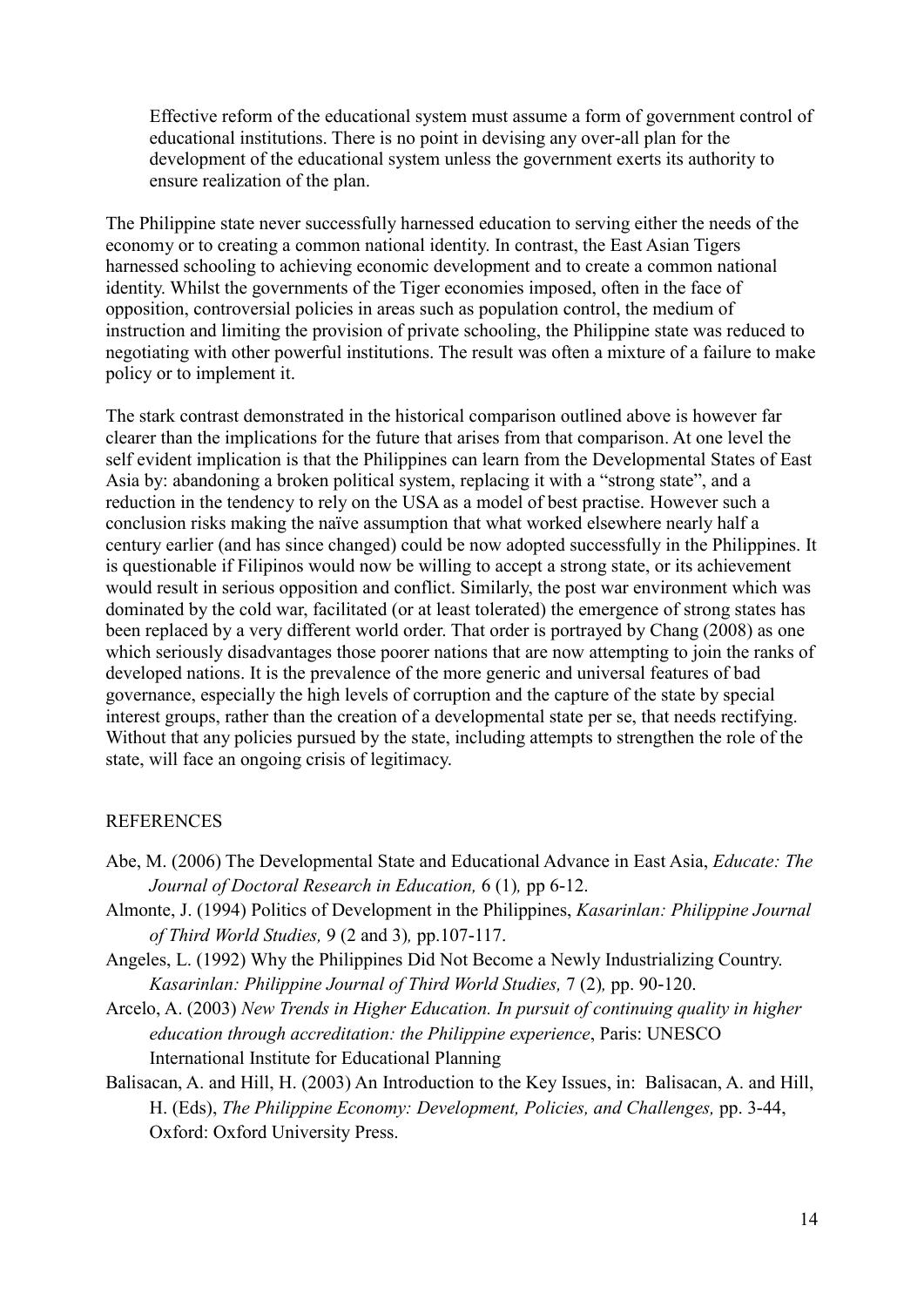> Effective reform of the educational system must assume a form of government control of educational institutions. There is no point in devising any over-all plan for the development of the educational system unless the government exerts its authority to ensure realization of the plan.

The Philippine state never successfully harnessed education to serving either the needs of the economy or to creating a common national identity. In contrast, the East Asian Tigers harnessed schooling to achieving economic development and to create a common national identity. Whilst the governments of the Tiger economies imposed, often in the face of opposition, controversial policies in areas such as population control, the medium of instruction and limiting the provision of private schooling, the Philippine state was reduced to negotiating with other powerful institutions. The result was often a mixture of a failure to make policy or to implement it.

The stark contrast demonstrated in the historical comparison outlined above is however far clearer than the implications for the future that arises from that comparison. At one level the self evident implication is that the Philippines can learn from the Developmental States of East Asia by: abandoning a broken political system, replacing it with a "strong state", and a reduction in the tendency to rely on the USA as a model of best practise. However such a conclusion risks making the naïve assumption that what worked elsewhere nearly half a century earlier (and has since changed) could be now adopted successfully in the Philippines. It is questionable if Filipinos would now be willing to accept a strong state, or its achievement would result in serious opposition and conflict. Similarly, the post war environment which was dominated by the cold war, facilitated (or at least tolerated) the emergence of strong states has been replaced by a very different world order. That order is portrayed by Chang (2008) as one which seriously disadvantages those poorer nations that are now attempting to join the ranks of developed nations. It is the prevalence of the more generic and universal features of bad governance, especially the high levels of corruption and the capture of the state by special interest groups, rather than the creation of a developmental state per se, that needs rectifying. Without that any policies pursued by the state, including attempts to strengthen the role of the state, will face an ongoing crisis of legitimacy.

## REFERENCES

Abe, M. (2006) The Developmental State and Educational Advance in East Asia, *Educate: The Journal of Doctoral Research in Education,* 6 (1)*,* pp 6-12.

Almonte, J. (1994) Politics of Development in the Philippines, *Kasarinlan: Philippine Journal of Third World Studies,* 9 (2 and 3)*,* pp.107-117.

Angeles, L. (1992) Why the Philippines Did Not Become a Newly Industrializing Country. *Kasarinlan: Philippine Journal of Third World Studies,* 7 (2)*,* pp. 90-120.

Arcelo, A. (2003) *New Trends in Higher Education. In pursuit of continuing quality in higher education through accreditation: the Philippine experience*, Paris: UNESCO International Institute for Educational Planning

Balisacan, A. and Hill, H. (2003) An Introduction to the Key Issues, in: Balisacan, A. and Hill, H. (Eds), *The Philippine Economy: Development, Policies, and Challenges,* pp. 3-44, Oxford: Oxford University Press.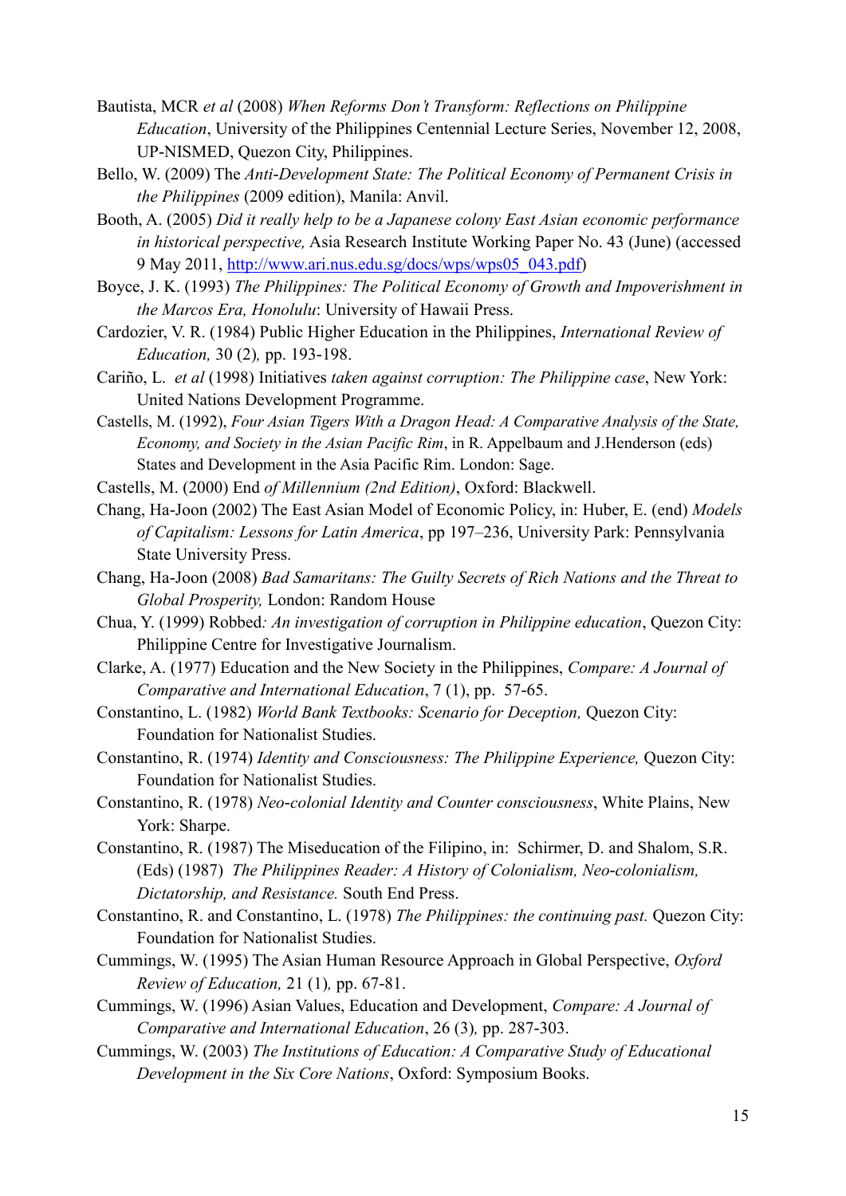Bautista, MCR *et al* (2008) *When Reforms Don't Transform: Reflections on Philippine Education*, University of the Philippines Centennial Lecture Series, November 12, 2008, UP-NISMED, Quezon City, Philippines.

Bello, W. (2009) The *Anti-Development State: The Political Economy of Permanent Crisis in the Philippines* (2009 edition), Manila: Anvil.

Booth, A. (2005) *Did it really help to be a Japanese colony East Asian economic performance in historical perspective,* Asia Research Institute Working Paper No. 43 (June) (accessed 9 May 2011, http://www.ari.nus.edu.sg/docs/wps/wps05_043.pdf)

Boyce, J. K. (1993) *The Philippines: The Political Economy of Growth and Impoverishment in the Marcos Era, Honolulu*: University of Hawaii Press.

Cardozier, V. R. (1984) Public Higher Education in the Philippines, *International Review of Education,* 30 (2)*,* pp. 193-198.

Cariño, L. *et al* (1998) Initiatives *taken against corruption: The Philippine case*, New York: United Nations Development Programme.

Castells, M. (1992), *Four Asian Tigers With a Dragon Head: A Comparative Analysis of the State, Economy, and Society in the Asian Pacific Rim*, in R. Appelbaum and J.Henderson (eds) States and Development in the Asia Pacific Rim. London: Sage.

Castells, M. (2000) End *of Millennium (2nd Edition)*, Oxford: Blackwell.

Chang, Ha-Joon (2002) The East Asian Model of Economic Policy, in: Huber, E. (end) *Models of Capitalism: Lessons for Latin America*, pp 197–236, University Park: Pennsylvania State University Press.

Chang, Ha-Joon (2008) *Bad Samaritans: The Guilty Secrets of Rich Nations and the Threat to Global Prosperity,* London: Random House

Chua, Y. (1999) Robbed*: An investigation of corruption in Philippine education*, Quezon City: Philippine Centre for Investigative Journalism.

Clarke, A. (1977) Education and the New Society in the Philippines, *Compare: A Journal of Comparative and International Education*, 7 (1), pp. 57-65.

Constantino, L. (1982) *World Bank Textbooks: Scenario for Deception,* Quezon City: Foundation for Nationalist Studies.

Constantino, R. (1974) *Identity and Consciousness: The Philippine Experience,* Quezon City: Foundation for Nationalist Studies.

Constantino, R. (1978) *Neo-colonial Identity and Counter consciousness*, White Plains, New York: Sharpe.

Constantino, R. (1987) The Miseducation of the Filipino, in: Schirmer, D. and Shalom, S.R. (Eds) (1987) *The Philippines Reader: A History of Colonialism, Neo-colonialism, Dictatorship, and Resistance.* South End Press.

Constantino, R. and Constantino, L. (1978) *The Philippines: the continuing past.* Quezon City: Foundation for Nationalist Studies.

Cummings, W. (1995) The Asian Human Resource Approach in Global Perspective, *Oxford Review of Education,* 21 (1)*,* pp. 67-81.

Cummings, W. (1996) Asian Values, Education and Development, *Compare: A Journal of Comparative and International Education*, 26 (3)*,* pp. 287-303.

Cummings, W. (2003) *The Institutions of Education: A Comparative Study of Educational Development in the Six Core Nations*, Oxford: Symposium Books.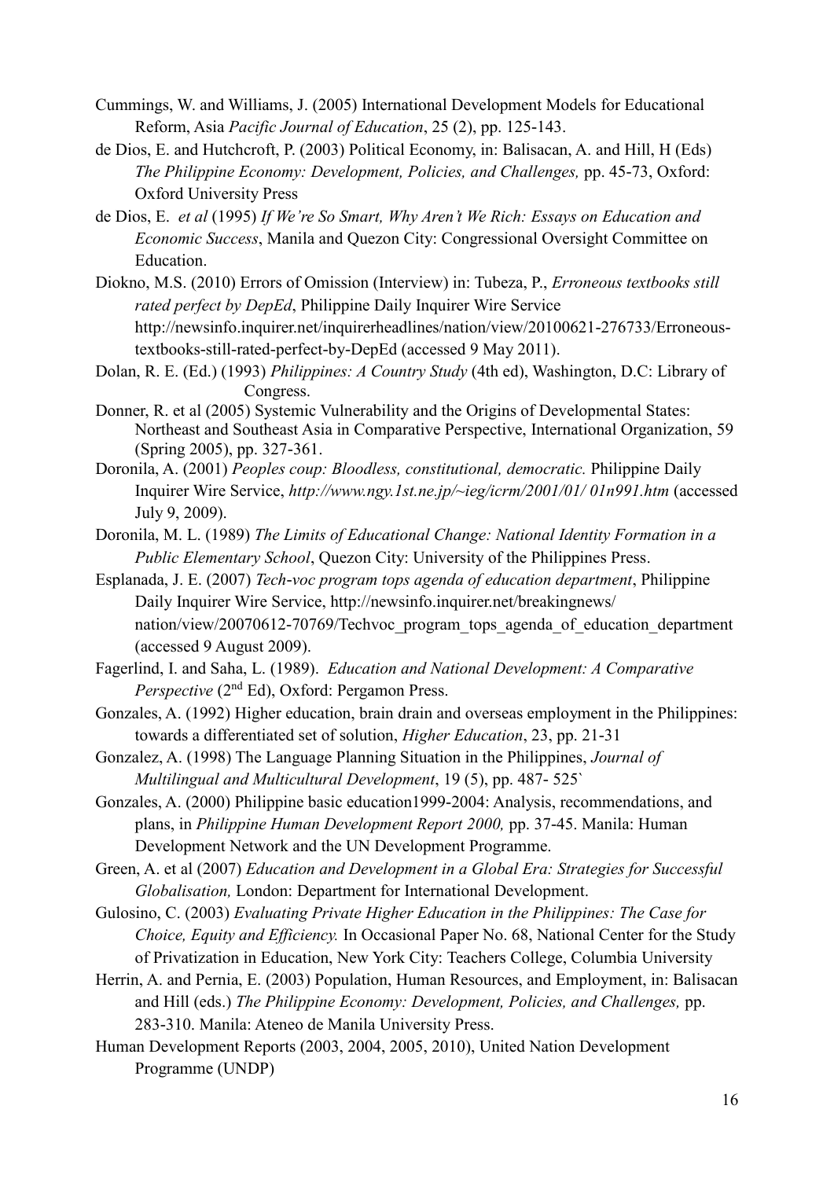Cummings, W. and Williams, J. (2005) International Development Models for Educational Reform, Asia *Pacific Journal of Education*, 25 (2), pp. 125-143.

de Dios, E. and Hutchcroft, P. (2003) Political Economy, in: Balisacan, A. and Hill, H (Eds) *The Philippine Economy: Development, Policies, and Challenges,* pp. 45-73, Oxford: Oxford University Press

de Dios, E. *et al* (1995) *If We're So Smart, Why Aren't We Rich: Essays on Education and Economic Success*, Manila and Quezon City: Congressional Oversight Committee on Education.

Diokno, M.S. (2010) Errors of Omission (Interview) in: Tubeza, P., *Erroneous textbooks still rated perfect by DepEd*, Philippine Daily Inquirer Wire Service http://newsinfo.inquirer.net/inquirerheadlines/nation/view/20100621-276733/Erroneous-textbooks-still-rated-perfect-by-DepEd (accessed 9 May 2011).

Dolan, R. E. (Ed.) (1993) *Philippines: A Country Study* (4th ed), Washington, D.C: Library of Congress.

Donner, R. et al (2005) Systemic Vulnerability and the Origins of Developmental States: Northeast and Southeast Asia in Comparative Perspective, International Organization, 59 (Spring 2005), pp. 327-361.

Doronila, A. (2001) *Peoples coup: Bloodless, constitutional, democratic.* Philippine Daily Inquirer Wire Service, *http://www.ngy.1st.ne.jp/~ieg/icrm/2001/01/ 01n991.htm* (accessed July 9, 2009).

Doronila, M. L. (1989) *The Limits of Educational Change: National Identity Formation in a Public Elementary School*, Quezon City: University of the Philippines Press.

Esplanada, J. E. (2007) *Tech-voc program tops agenda of education department*, Philippine Daily Inquirer Wire Service, http://newsinfo.inquirer.net/breakingnews/ nation/view/20070612-70769/Techvoc_program_tops_agenda_of_education_department (accessed 9 August 2009).

Fagerlind, I. and Saha, L. (1989). *Education and National Development: A Comparative Perspective* (2nd Ed), Oxford: Pergamon Press.

Gonzales, A. (1992) Higher education, brain drain and overseas employment in the Philippines: towards a differentiated set of solution, *Higher Education*, 23, pp. 21-31

Gonzalez, A. (1998) The Language Planning Situation in the Philippines, *Journal of Multilingual and Multicultural Development*, 19 (5), pp. 487- 525`

Gonzales, A. (2000) Philippine basic education1999-2004: Analysis, recommendations, and plans, in *Philippine Human Development Report 2000,* pp. 37-45. Manila: Human Development Network and the UN Development Programme.

Green, A. et al (2007) *Education and Development in a Global Era: Strategies for Successful Globalisation,* London: Department for International Development.

Gulosino, C. (2003) *Evaluating Private Higher Education in the Philippines: The Case for Choice, Equity and Efficiency.* In Occasional Paper No. 68, National Center for the Study of Privatization in Education, New York City: Teachers College, Columbia University

Herrin, A. and Pernia, E. (2003) Population, Human Resources, and Employment, in: Balisacan and Hill (eds.) *The Philippine Economy: Development, Policies, and Challenges,* pp. 283-310. Manila: Ateneo de Manila University Press.

Human Development Reports (2003, 2004, 2005, 2010), United Nation Development Programme (UNDP)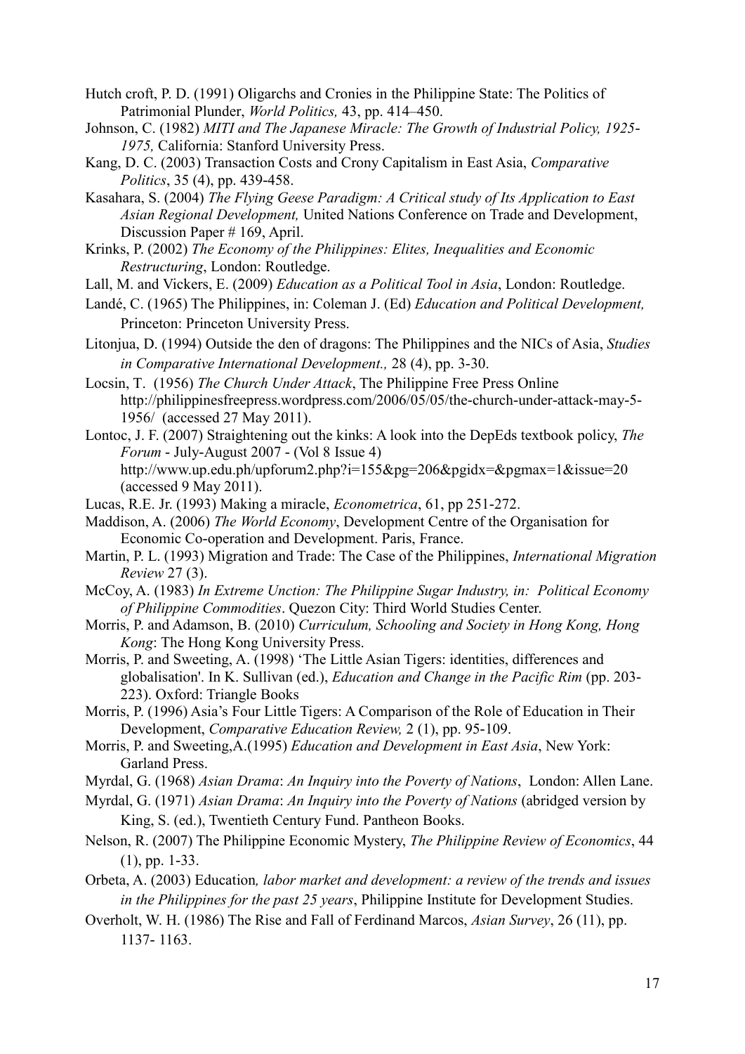Hutch croft, P. D. (1991) Oligarchs and Cronies in the Philippine State: The Politics of Patrimonial Plunder, *World Politics,* 43, pp. 414–450.

Johnson, C. (1982) *MITI and The Japanese Miracle: The Growth of Industrial Policy, 1925-1975,* California: Stanford University Press.

Kang, D. C. (2003) Transaction Costs and Crony Capitalism in East Asia, *Comparative Politics*, 35 (4), pp. 439-458.

Kasahara, S. (2004) *The Flying Geese Paradigm: A Critical study of Its Application to East Asian Regional Development,* United Nations Conference on Trade and Development, Discussion Paper # 169, April.

Krinks, P. (2002) *The Economy of the Philippines: Elites, Inequalities and Economic Restructuring*, London: Routledge.

Lall, M. and Vickers, E. (2009) *Education as a Political Tool in Asia*, London: Routledge.

Landé, C. (1965) The Philippines, in: Coleman J. (Ed) *Education and Political Development,* Princeton: Princeton University Press.

Litonjua, D. (1994) Outside the den of dragons: The Philippines and the NICs of Asia, *Studies in Comparative International Development.,* 28 (4), pp. 3-30.

Locsin, T. (1956) *The Church Under Attack*, The Philippine Free Press Online http://philippinesfreepress.wordpress.com/2006/05/05/the-church-under-attack-may-5-1956/ (accessed 27 May 2011).

Lontoc, J. F. (2007) Straightening out the kinks: A look into the DepEds textbook policy, *The Forum* - July-August 2007 - (Vol 8 Issue 4) http://www.up.edu.ph/upforum2.php?i=155&pg=206&pgidx=&pgmax=1&issue=20 (accessed 9 May 2011).

Lucas, R.E. Jr. (1993) Making a miracle, *Econometrica*, 61, pp 251-272.

Maddison, A. (2006) *The World Economy*, Development Centre of the Organisation for Economic Co-operation and Development. Paris, France.

Martin, P. L. (1993) Migration and Trade: The Case of the Philippines, *International Migration Review* 27 (3).

McCoy, A. (1983) *In Extreme Unction: The Philippine Sugar Industry, in: Political Economy of Philippine Commodities*. Quezon City: Third World Studies Center.

Morris, P. and Adamson, B. (2010) *Curriculum, Schooling and Society in Hong Kong, Hong Kong*: The Hong Kong University Press.

Morris, P. and Sweeting, A. (1998) 'The Little Asian Tigers: identities, differences and globalisation'. In K. Sullivan (ed.), *Education and Change in the Pacific Rim* (pp. 203-223). Oxford: Triangle Books

Morris, P. (1996) Asia's Four Little Tigers: A Comparison of the Role of Education in Their Development, *Comparative Education Review,* 2 (1), pp. 95-109.

Morris, P. and Sweeting,A.(1995) *Education and Development in East Asia*, New York: Garland Press.

Myrdal, G. (1968) *Asian Drama*: *An Inquiry into the Poverty of Nations*, London: Allen Lane.

Myrdal, G. (1971) *Asian Drama*: *An Inquiry into the Poverty of Nations* (abridged version by King, S. (ed.), Twentieth Century Fund. Pantheon Books.

Nelson, R. (2007) The Philippine Economic Mystery, *The Philippine Review of Economics*, 44 (1), pp. 1-33.

Orbeta, A. (2003) Education*, labor market and development: a review of the trends and issues in the Philippines for the past 25 years*, Philippine Institute for Development Studies.

Overholt, W. H. (1986) The Rise and Fall of Ferdinand Marcos, *Asian Survey*, 26 (11), pp. 1137- 1163.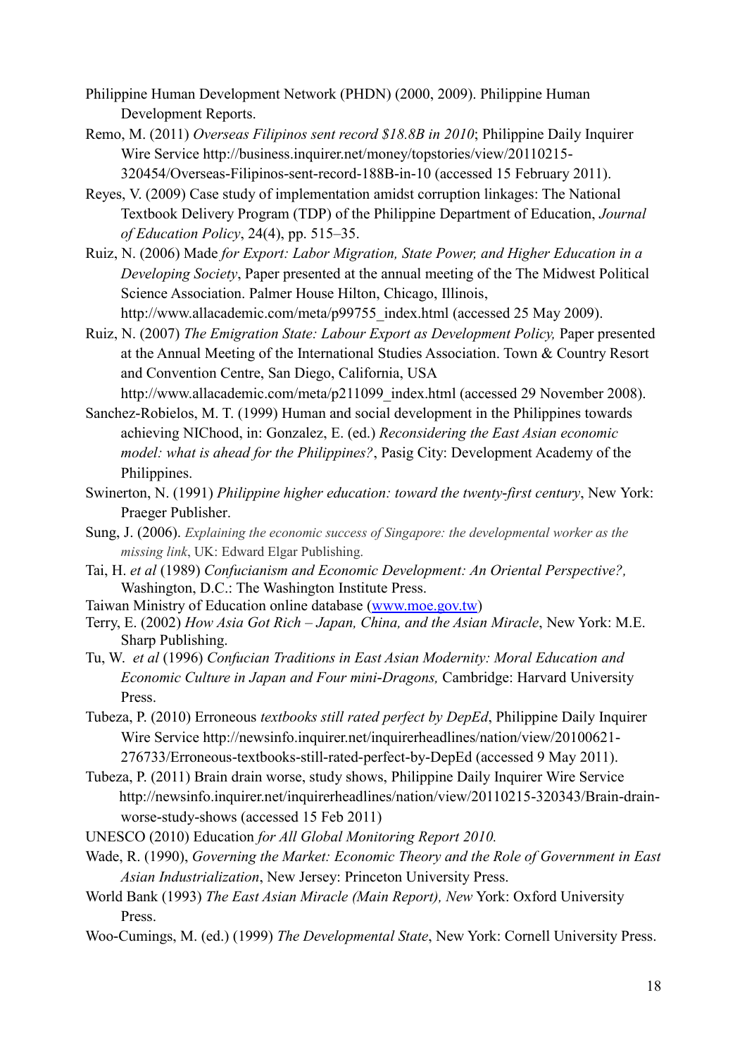Philippine Human Development Network (PHDN) (2000, 2009). Philippine Human Development Reports.

Remo, M. (2011) *Overseas Filipinos sent record $18.8B in 2010*; Philippine Daily Inquirer Wire Service http://business.inquirer.net/money/topstories/view/20110215-320454/Overseas-Filipinos-sent-record-188B-in-10 (accessed 15 February 2011).

Reyes, V. (2009) Case study of implementation amidst corruption linkages: The National Textbook Delivery Program (TDP) of the Philippine Department of Education, *Journal of Education Policy*, 24(4), pp. 515–35.

Ruiz, N. (2006) Made *for Export: Labor Migration, State Power, and Higher Education in a Developing Society*, Paper presented at the annual meeting of the The Midwest Political Science Association. Palmer House Hilton, Chicago, Illinois, http://www.allacademic.com/meta/p99755_index.html (accessed 25 May 2009).

Ruiz, N. (2007) *The Emigration State: Labour Export as Development Policy,* Paper presented at the Annual Meeting of the International Studies Association. Town & Country Resort and Convention Centre, San Diego, California, USA http://www.allacademic.com/meta/p211099_index.html (accessed 29 November 2008).

Sanchez-Robielos, M. T. (1999) Human and social development in the Philippines towards achieving NIChood, in: Gonzalez, E. (ed.) *Reconsidering the East Asian economic model: what is ahead for the Philippines?*, Pasig City: Development Academy of the Philippines.

Swinerton, N. (1991) *Philippine higher education: toward the twenty-first century*, New York: Praeger Publisher.

Sung, J. (2006). *Explaining the economic success of Singapore: the developmental worker as the missing link*, UK: Edward Elgar Publishing.

Tai, H. *et al* (1989) *Confucianism and Economic Development: An Oriental Perspective?,* Washington, D.C.: The Washington Institute Press.

Taiwan Ministry of Education online database (www.moe.gov.tw)

Terry, E. (2002) *How Asia Got Rich – Japan, China, and the Asian Miracle*, New York: M.E. Sharp Publishing.

Tu, W. *et al* (1996) *Confucian Traditions in East Asian Modernity: Moral Education and Economic Culture in Japan and Four mini-Dragons,* Cambridge: Harvard University Press.

Tubeza, P. (2010) Erroneous *textbooks still rated perfect by DepEd*, Philippine Daily Inquirer Wire Service http://newsinfo.inquirer.net/inquirerheadlines/nation/view/20100621-276733/Erroneous-textbooks-still-rated-perfect-by-DepEd (accessed 9 May 2011).

Tubeza, P. (2011) Brain drain worse, study shows, Philippine Daily Inquirer Wire Service http://newsinfo.inquirer.net/inquirerheadlines/nation/view/20110215-320343/Brain-drain-worse-study-shows (accessed 15 Feb 2011)

UNESCO (2010) Education *for All Global Monitoring Report 2010.*

Wade, R. (1990), *Governing the Market: Economic Theory and the Role of Government in East Asian Industrialization*, New Jersey: Princeton University Press.

World Bank (1993) *The East Asian Miracle (Main Report), New* York: Oxford University Press.

Woo-Cumings, M. (ed.) (1999) *The Developmental State*, New York: Cornell University Press.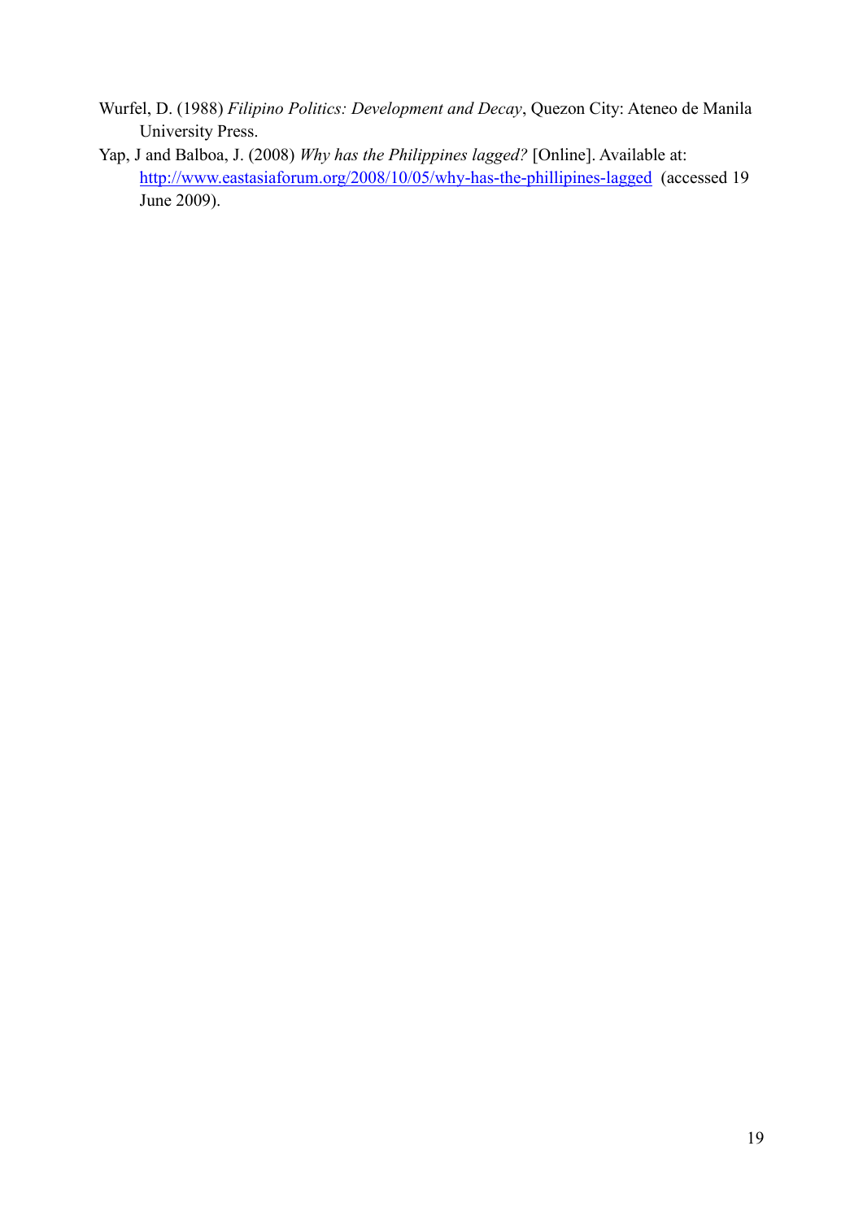Wurfel, D. (1988) *Filipino Politics: Development and Decay*, Quezon City: Ateneo de Manila University Press.

Yap, J and Balboa, J. (2008) *Why has the Philippines lagged?* [Online]. Available at: http://www.eastasiaforum.org/2008/10/05/why-has-the-phillipines-lagged (accessed 19 June 2009).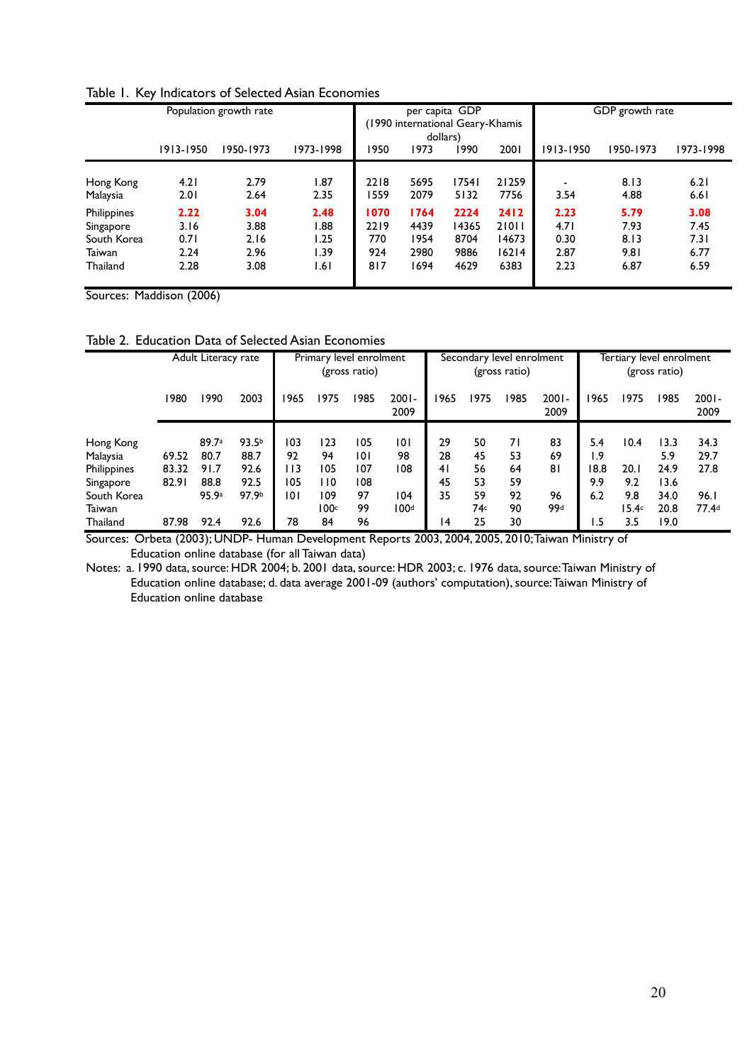Table 1. Key Indicators of Selected Asian Economies

| | Population growth rate | | | per capita GDP (1990 international Geary-Khamis dollars) | | | | GDP growth rate | | |
|---|---|---|---|---|---|---|---|---|---|---|
| | 1913-1950 | 1950-1973 | 1973-1998 | 1950 | 1973 | 1990 | 2001 | 1913-1950 | 1950-1973 | 1973-1998 |
| Hong Kong | 4.21 | 2.79 | 1.87 | 2218 | 5695 | 17541 | 21259 | - | 8.13 | 6.21 |
| Malaysia | 2.01 | 2.64 | 2.35 | 1559 | 2079 | 5132 | 7756 | 3.54 | 4.88 | 6.61 |
| Philippines | **2.22** | **3.04** | **2.48** | **1070** | **1764** | **2224** | **2412** | **2.23** | **5.79** | **3.08** |
| Singapore | 3.16 | 3.88 | 1.88 | 2219 | 4439 | 14365 | 21011 | 4.71 | 7.93 | 7.45 |
| South Korea | 0.71 | 2.16 | 1.25 | 770 | 1954 | 8704 | 14673 | 0.30 | 8.13 | 7.31 |
| Taiwan | 2.24 | 2.96 | 1.39 | 924 | 2980 | 9886 | 16214 | 2.87 | 9.81 | 6.77 |
| Thailand | 2.28 | 3.08 | 1.61 | 817 | 1694 | 4629 | 6383 | 2.23 | 6.87 | 6.59 |

Sources: Maddison (2006)

Table 2. Education Data of Selected Asian Economies

| | Adult Literacy rate | | | Primary level enrolment (gross ratio) | | | | Secondary level enrolment (gross ratio) | | | | Tertiary level enrolment (gross ratio) | | | |
|---|---|---|---|---|---|---|---|---|---|---|---|---|---|---|---|
| | 1980 | 1990 | 2003 | 1965 | 1975 | 1985 | 2001-2009 | 1965 | 1975 | 1985 | 2001-2009 | 1965 | 1975 | 1985 | 2001-2009 |
| Hong Kong | | 89.7[a] | 93.5[b] | 103 | 123 | 105 | 101 | 29 | 50 | 71 | 83 | 5.4 | 10.4 | 13.3 | 34.3 |
| Malaysia | 69.52 | 80.7 | 88.7 | 92 | 94 | 101 | 98 | 28 | 45 | 53 | 69 | 1.9 | | 5.9 | 29.7 |
| Philippines | 83.32 | 91.7 | 92.6 | 113 | 105 | 107 | 108 | 41 | 56 | 64 | 81 | 18.8 | 20.1 | 24.9 | 27.8 |
| Singapore | 82.91 | 88.8 | 92.5 | 105 | 110 | 108 | | 45 | 53 | 59 | | 9.9 | 9.2 | 13.6 | |
| South Korea | | 95.9[a] | 97.9[b] | 101 | 109 | 97 | 104 | 35 | 59 | 92 | 96 | 6.2 | 9.8 | 34.0 | 96.1 |
| Taiwan | | | | | 100[c] | 99 | 100[d] | | 74[c] | 90 | 99[d] | | 15.4[c] | 20.8 | 77.4[d] |
| Thailand | 87.98 | 92.4 | 92.6 | 78 | 84 | 96 | | 14 | 25 | 30 | | 1.5 | 3.5 | 19.0 | |

Sources: Orbeta (2003); UNDP- Human Development Reports 2003, 2004, 2005, 2010; Taiwan Ministry of Education online database (for all Taiwan data)

Notes: a. 1990 data, source: HDR 2004; b. 2001 data, source: HDR 2003; c. 1976 data, source: Taiwan Ministry of Education online database; d. data average 2001-09 (authors' computation), source: Taiwan Ministry of Education online database